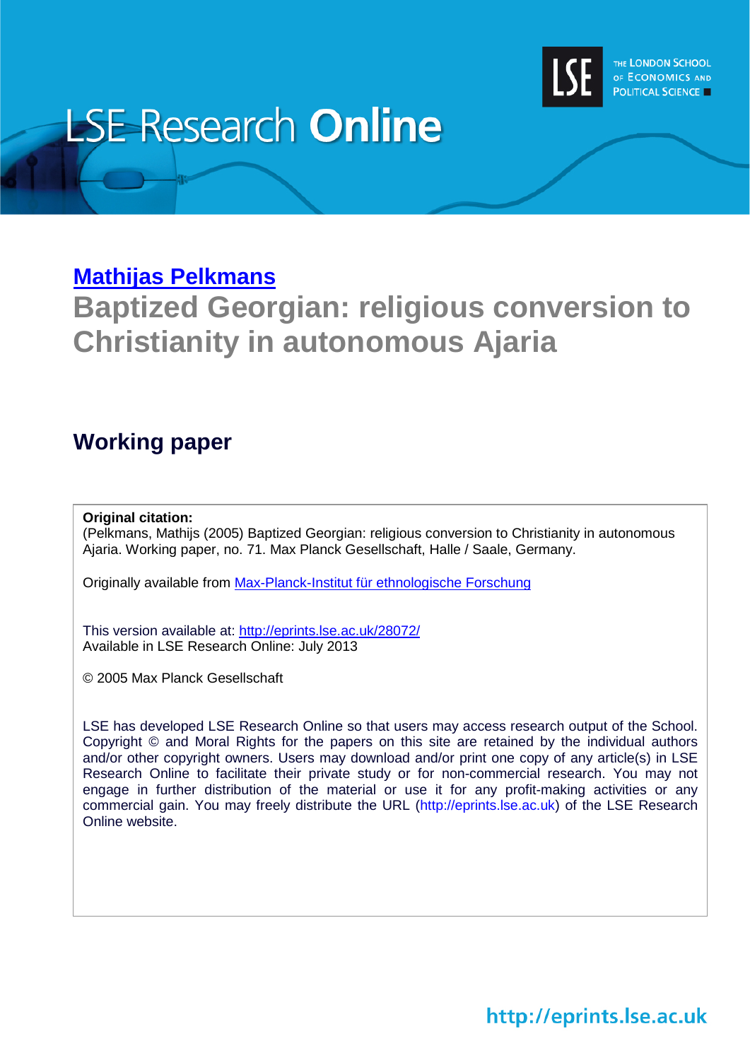# LSE Research Online

THE LONDON SCHOOL OF ECONOMICS AND POLITICAL SCIENCE

**Mathijas Pelkmans**

## Baptized Georgian: religious conversion to Christianity in autonomous Ajaria

### Working paper

**Original citation:**
(Pelkmans, Mathijs (2005) Baptized Georgian: religious conversion to Christianity in autonomous Ajaria. Working paper, no. 71. Max Planck Gesellschaft, Halle / Saale, Germany.

Originally available from Max-Planck-Institut für ethnologische Forschung

This version available at: http://eprints.lse.ac.uk/28072/
Available in LSE Research Online: July 2013

© 2005 Max Planck Gesellschaft

LSE has developed LSE Research Online so that users may access research output of the School. Copyright © and Moral Rights for the papers on this site are retained by the individual authors and/or other copyright owners. Users may download and/or print one copy of any article(s) in LSE Research Online to facilitate their private study or for non-commercial research. You may not engage in further distribution of the material or use it for any profit-making activities or any commercial gain. You may freely distribute the URL (http://eprints.lse.ac.uk) of the LSE Research Online website.

http://eprints.lse.ac.uk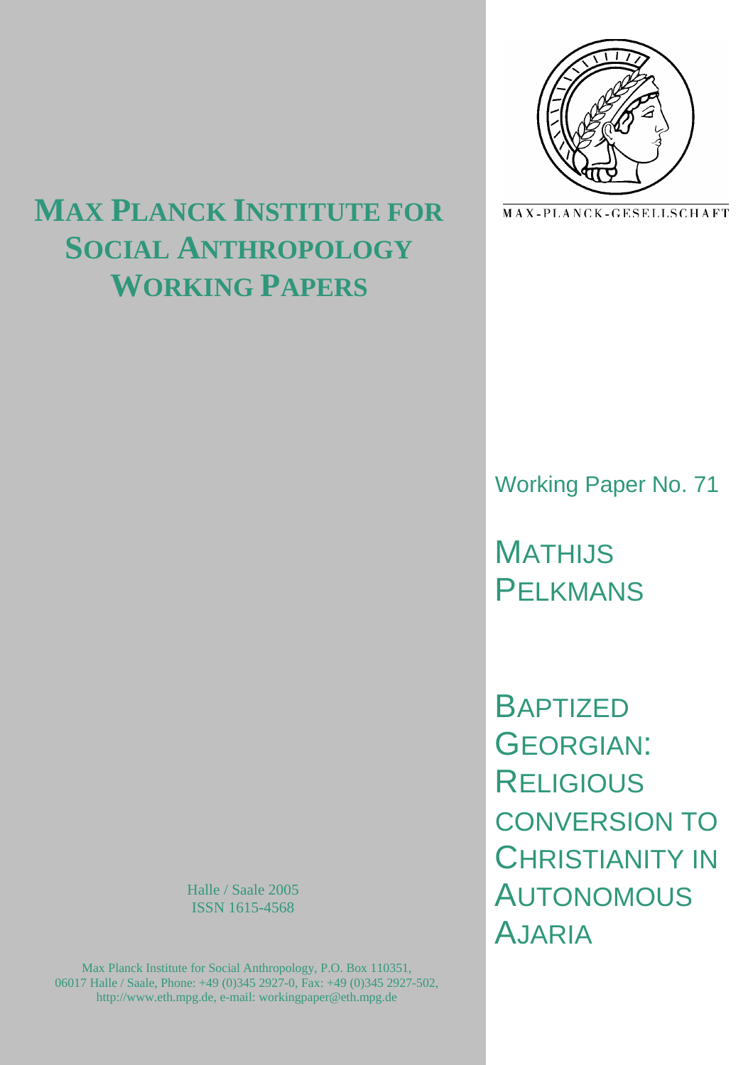# Max Planck Institute for Social Anthropology Working Papers

MAX-PLANCK-GESELLSCHAFT

Working Paper No. 71

MATHIJS PELKMANS

# Baptized Georgian: Religious conversion to Christianity in Autonomous Ajaria

Halle / Saale 2005
ISSN 1615-4568

Max Planck Institute for Social Anthropology, P.O. Box 110351, 06017 Halle / Saale, Phone: +49 (0)345 2927-0, Fax: +49 (0)345 2927-502, http://www.eth.mpg.de, e-mail: workingpaper@eth.mpg.de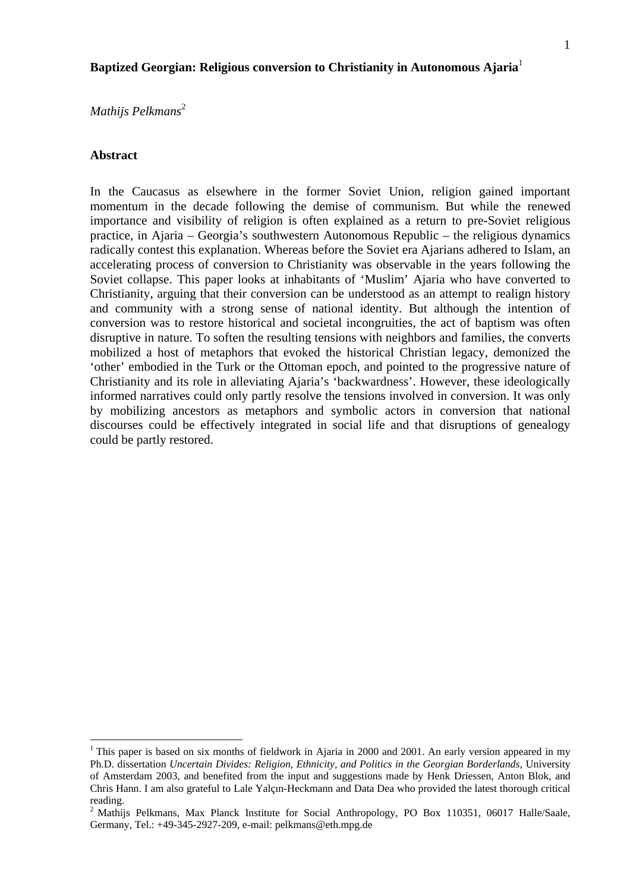# Baptized Georgian: Religious conversion to Christianity in Autonomous Ajaria[1]

*Mathijs Pelkmans*[2]

## Abstract

In the Caucasus as elsewhere in the former Soviet Union, religion gained important momentum in the decade following the demise of communism. But while the renewed importance and visibility of religion is often explained as a return to pre-Soviet religious practice, in Ajaria – Georgia's southwestern Autonomous Republic – the religious dynamics radically contest this explanation. Whereas before the Soviet era Ajarians adhered to Islam, an accelerating process of conversion to Christianity was observable in the years following the Soviet collapse. This paper looks at inhabitants of 'Muslim' Ajaria who have converted to Christianity, arguing that their conversion can be understood as an attempt to realign history and community with a strong sense of national identity. But although the intention of conversion was to restore historical and societal incongruities, the act of baptism was often disruptive in nature. To soften the resulting tensions with neighbors and families, the converts mobilized a host of metaphors that evoked the historical Christian legacy, demonized the 'other' embodied in the Turk or the Ottoman epoch, and pointed to the progressive nature of Christianity and its role in alleviating Ajaria's 'backwardness'. However, these ideologically informed narratives could only partly resolve the tensions involved in conversion. It was only by mobilizing ancestors as metaphors and symbolic actors in conversion that national discourses could be effectively integrated in social life and that disruptions of genealogy could be partly restored.

---

[1] This paper is based on six months of fieldwork in Ajaria in 2000 and 2001. An early version appeared in my Ph.D. dissertation *Uncertain Divides: Religion, Ethnicity, and Politics in the Georgian Borderlands*, University of Amsterdam 2003, and benefited from the input and suggestions made by Henk Driessen, Anton Blok, and Chris Hann. I am also grateful to Lale Yalçın-Heckmann and Data Dea who provided the latest thorough critical reading.

[2] Mathijs Pelkmans, Max Planck Institute for Social Anthropology, PO Box 110351, 06017 Halle/Saale, Germany, Tel.: +49-345-2927-209, e-mail: pelkmans@eth.mpg.de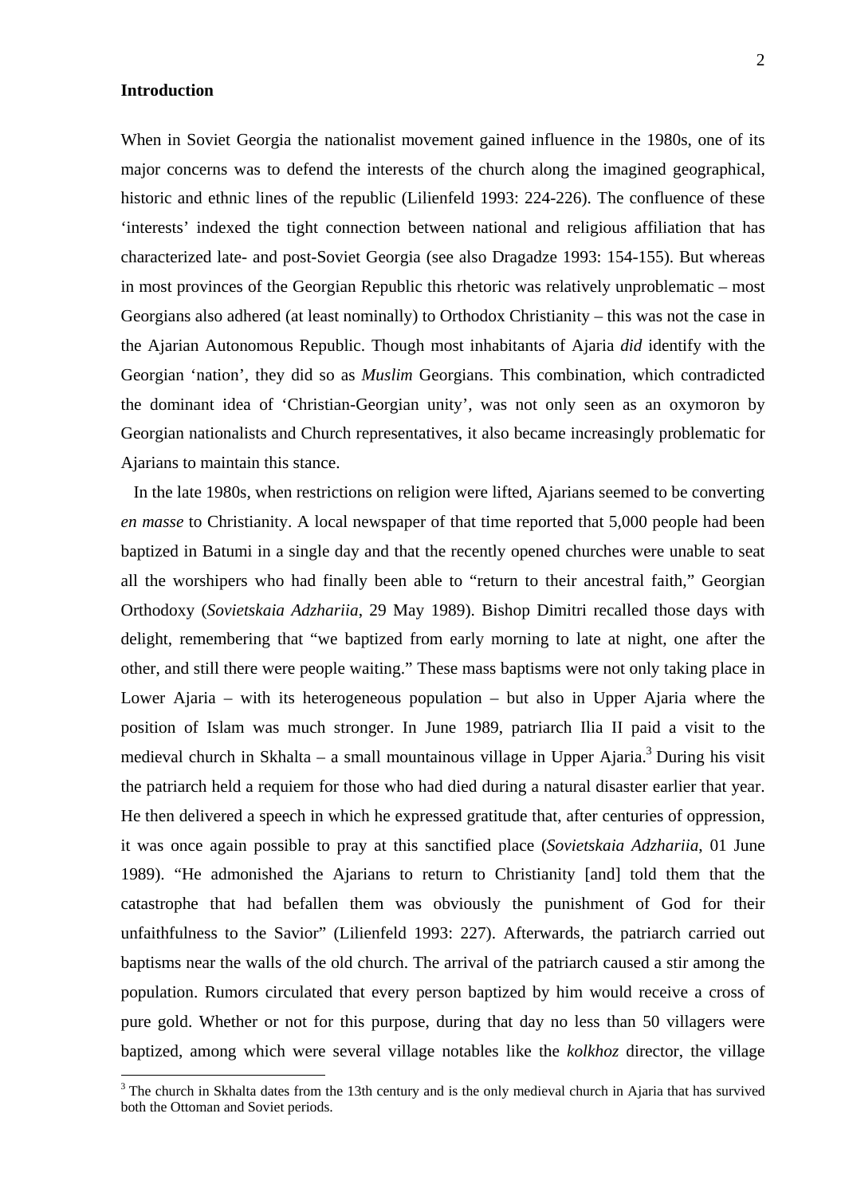## Introduction

When in Soviet Georgia the nationalist movement gained influence in the 1980s, one of its major concerns was to defend the interests of the church along the imagined geographical, historic and ethnic lines of the republic (Lilienfeld 1993: 224-226). The confluence of these 'interests' indexed the tight connection between national and religious affiliation that has characterized late- and post-Soviet Georgia (see also Dragadze 1993: 154-155). But whereas in most provinces of the Georgian Republic this rhetoric was relatively unproblematic – most Georgians also adhered (at least nominally) to Orthodox Christianity – this was not the case in the Ajarian Autonomous Republic. Though most inhabitants of Ajaria *did* identify with the Georgian 'nation', they did so as *Muslim* Georgians. This combination, which contradicted the dominant idea of 'Christian-Georgian unity', was not only seen as an oxymoron by Georgian nationalists and Church representatives, it also became increasingly problematic for Ajarians to maintain this stance.

In the late 1980s, when restrictions on religion were lifted, Ajarians seemed to be converting *en masse* to Christianity. A local newspaper of that time reported that 5,000 people had been baptized in Batumi in a single day and that the recently opened churches were unable to seat all the worshipers who had finally been able to "return to their ancestral faith," Georgian Orthodoxy (*Sovietskaia Adzhariia*, 29 May 1989). Bishop Dimitri recalled those days with delight, remembering that "we baptized from early morning to late at night, one after the other, and still there were people waiting." These mass baptisms were not only taking place in Lower Ajaria – with its heterogeneous population – but also in Upper Ajaria where the position of Islam was much stronger. In June 1989, patriarch Ilia II paid a visit to the medieval church in Skhalta – a small mountainous village in Upper Ajaria.[3] During his visit the patriarch held a requiem for those who had died during a natural disaster earlier that year. He then delivered a speech in which he expressed gratitude that, after centuries of oppression, it was once again possible to pray at this sanctified place (*Sovietskaia Adzhariia*, 01 June 1989). "He admonished the Ajarians to return to Christianity [and] told them that the catastrophe that had befallen them was obviously the punishment of God for their unfaithfulness to the Savior" (Lilienfeld 1993: 227). Afterwards, the patriarch carried out baptisms near the walls of the old church. The arrival of the patriarch caused a stir among the population. Rumors circulated that every person baptized by him would receive a cross of pure gold. Whether or not for this purpose, during that day no less than 50 villagers were baptized, among which were several village notables like the *kolkhoz* director, the village

[3] The church in Skhalta dates from the 13th century and is the only medieval church in Ajaria that has survived both the Ottoman and Soviet periods.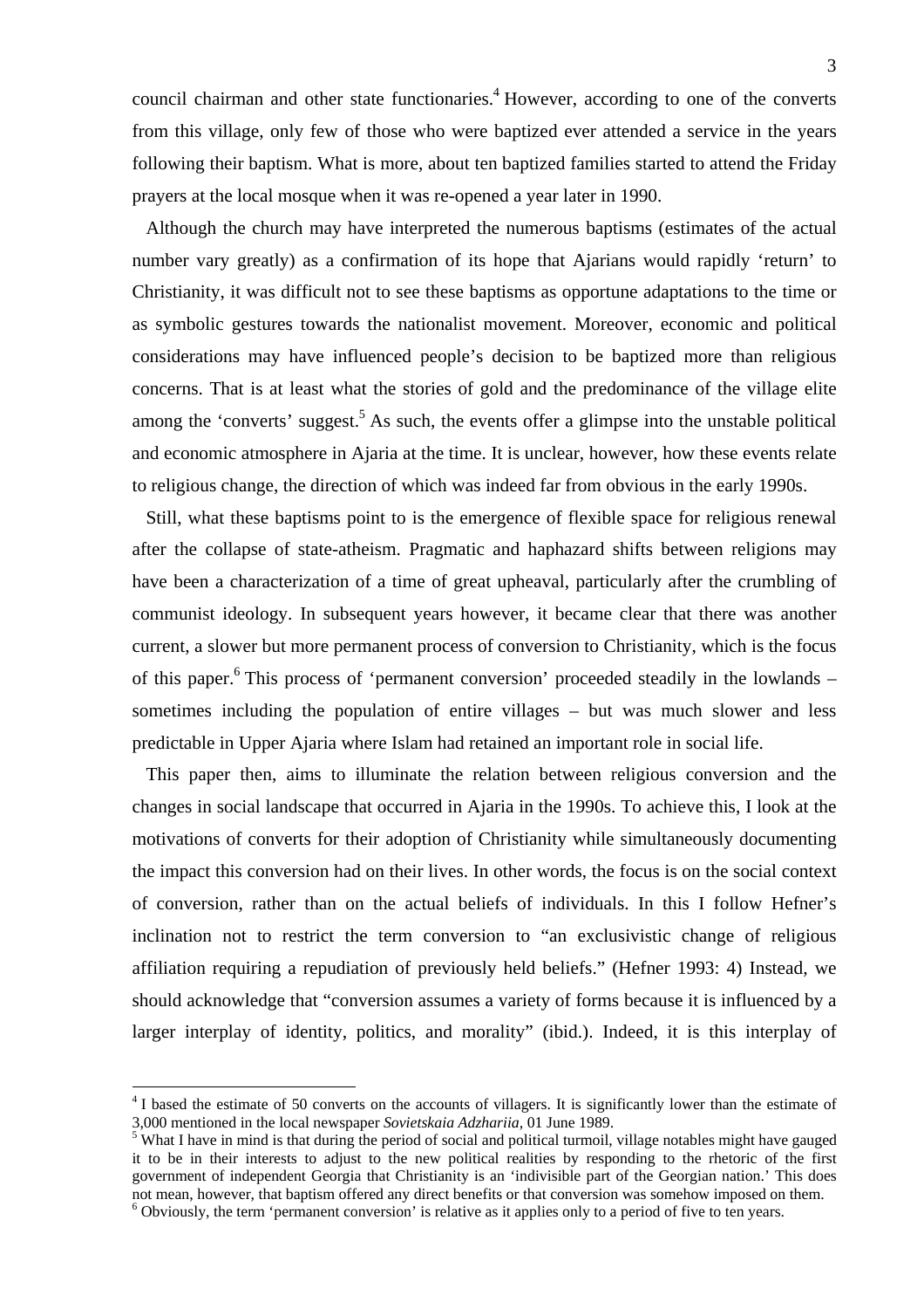council chairman and other state functionaries.[4] However, according to one of the converts from this village, only few of those who were baptized ever attended a service in the years following their baptism. What is more, about ten baptized families started to attend the Friday prayers at the local mosque when it was re-opened a year later in 1990.

Although the church may have interpreted the numerous baptisms (estimates of the actual number vary greatly) as a confirmation of its hope that Ajarians would rapidly 'return' to Christianity, it was difficult not to see these baptisms as opportune adaptations to the time or as symbolic gestures towards the nationalist movement. Moreover, economic and political considerations may have influenced people's decision to be baptized more than religious concerns. That is at least what the stories of gold and the predominance of the village elite among the 'converts' suggest.[5] As such, the events offer a glimpse into the unstable political and economic atmosphere in Ajaria at the time. It is unclear, however, how these events relate to religious change, the direction of which was indeed far from obvious in the early 1990s.

Still, what these baptisms point to is the emergence of flexible space for religious renewal after the collapse of state-atheism. Pragmatic and haphazard shifts between religions may have been a characterization of a time of great upheaval, particularly after the crumbling of communist ideology. In subsequent years however, it became clear that there was another current, a slower but more permanent process of conversion to Christianity, which is the focus of this paper.[6] This process of 'permanent conversion' proceeded steadily in the lowlands – sometimes including the population of entire villages – but was much slower and less predictable in Upper Ajaria where Islam had retained an important role in social life.

This paper then, aims to illuminate the relation between religious conversion and the changes in social landscape that occurred in Ajaria in the 1990s. To achieve this, I look at the motivations of converts for their adoption of Christianity while simultaneously documenting the impact this conversion had on their lives. In other words, the focus is on the social context of conversion, rather than on the actual beliefs of individuals. In this I follow Hefner's inclination not to restrict the term conversion to "an exclusivistic change of religious affiliation requiring a repudiation of previously held beliefs." (Hefner 1993: 4) Instead, we should acknowledge that "conversion assumes a variety of forms because it is influenced by a larger interplay of identity, politics, and morality" (ibid.). Indeed, it is this interplay of

---

[4] I based the estimate of 50 converts on the accounts of villagers. It is significantly lower than the estimate of 3,000 mentioned in the local newspaper *Sovietskaia Adzhariia*, 01 June 1989.

[5] What I have in mind is that during the period of social and political turmoil, village notables might have gauged it to be in their interests to adjust to the new political realities by responding to the rhetoric of the first government of independent Georgia that Christianity is an 'indivisible part of the Georgian nation.' This does not mean, however, that baptism offered any direct benefits or that conversion was somehow imposed on them.

[6] Obviously, the term 'permanent conversion' is relative as it applies only to a period of five to ten years.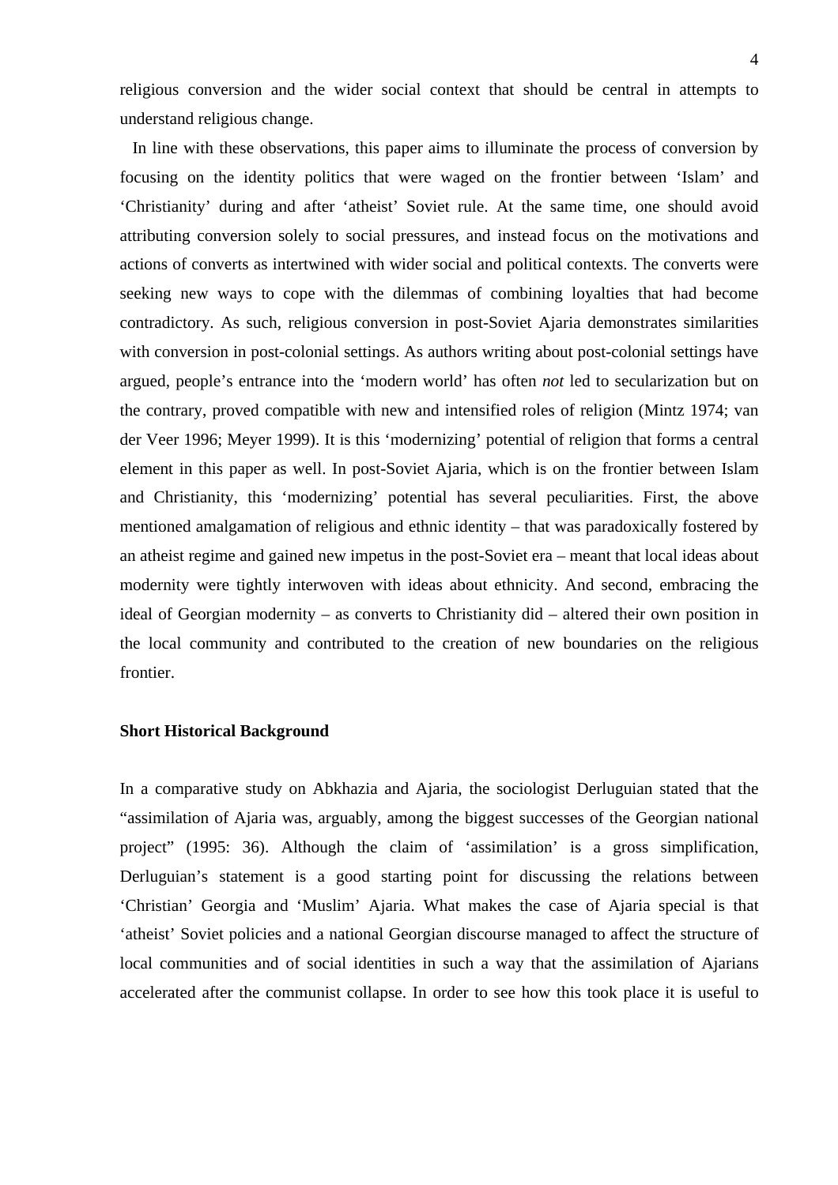religious conversion and the wider social context that should be central in attempts to understand religious change.

In line with these observations, this paper aims to illuminate the process of conversion by focusing on the identity politics that were waged on the frontier between 'Islam' and 'Christianity' during and after 'atheist' Soviet rule. At the same time, one should avoid attributing conversion solely to social pressures, and instead focus on the motivations and actions of converts as intertwined with wider social and political contexts. The converts were seeking new ways to cope with the dilemmas of combining loyalties that had become contradictory. As such, religious conversion in post-Soviet Ajaria demonstrates similarities with conversion in post-colonial settings. As authors writing about post-colonial settings have argued, people's entrance into the 'modern world' has often *not* led to secularization but on the contrary, proved compatible with new and intensified roles of religion (Mintz 1974; van der Veer 1996; Meyer 1999). It is this 'modernizing' potential of religion that forms a central element in this paper as well. In post-Soviet Ajaria, which is on the frontier between Islam and Christianity, this 'modernizing' potential has several peculiarities. First, the above mentioned amalgamation of religious and ethnic identity – that was paradoxically fostered by an atheist regime and gained new impetus in the post-Soviet era – meant that local ideas about modernity were tightly interwoven with ideas about ethnicity. And second, embracing the ideal of Georgian modernity – as converts to Christianity did – altered their own position in the local community and contributed to the creation of new boundaries on the religious frontier.

## Short Historical Background

In a comparative study on Abkhazia and Ajaria, the sociologist Derluguian stated that the "assimilation of Ajaria was, arguably, among the biggest successes of the Georgian national project" (1995: 36). Although the claim of 'assimilation' is a gross simplification, Derluguian's statement is a good starting point for discussing the relations between 'Christian' Georgia and 'Muslim' Ajaria. What makes the case of Ajaria special is that 'atheist' Soviet policies and a national Georgian discourse managed to affect the structure of local communities and of social identities in such a way that the assimilation of Ajarians accelerated after the communist collapse. In order to see how this took place it is useful to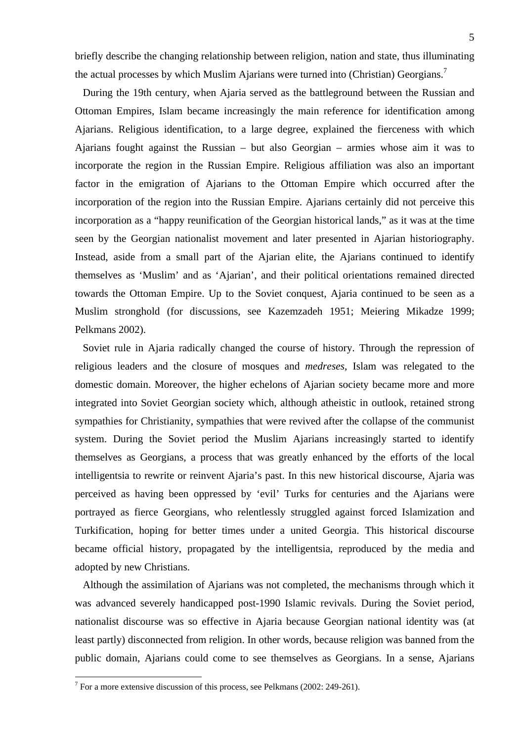briefly describe the changing relationship between religion, nation and state, thus illuminating the actual processes by which Muslim Ajarians were turned into (Christian) Georgians.[7]

During the 19th century, when Ajaria served as the battleground between the Russian and Ottoman Empires, Islam became increasingly the main reference for identification among Ajarians. Religious identification, to a large degree, explained the fierceness with which Ajarians fought against the Russian – but also Georgian – armies whose aim it was to incorporate the region in the Russian Empire. Religious affiliation was also an important factor in the emigration of Ajarians to the Ottoman Empire which occurred after the incorporation of the region into the Russian Empire. Ajarians certainly did not perceive this incorporation as a "happy reunification of the Georgian historical lands," as it was at the time seen by the Georgian nationalist movement and later presented in Ajarian historiography. Instead, aside from a small part of the Ajarian elite, the Ajarians continued to identify themselves as 'Muslim' and as 'Ajarian', and their political orientations remained directed towards the Ottoman Empire. Up to the Soviet conquest, Ajaria continued to be seen as a Muslim stronghold (for discussions, see Kazemzadeh 1951; Meiering Mikadze 1999; Pelkmans 2002).

Soviet rule in Ajaria radically changed the course of history. Through the repression of religious leaders and the closure of mosques and *medreses*, Islam was relegated to the domestic domain. Moreover, the higher echelons of Ajarian society became more and more integrated into Soviet Georgian society which, although atheistic in outlook, retained strong sympathies for Christianity, sympathies that were revived after the collapse of the communist system. During the Soviet period the Muslim Ajarians increasingly started to identify themselves as Georgians, a process that was greatly enhanced by the efforts of the local intelligentsia to rewrite or reinvent Ajaria's past. In this new historical discourse, Ajaria was perceived as having been oppressed by 'evil' Turks for centuries and the Ajarians were portrayed as fierce Georgians, who relentlessly struggled against forced Islamization and Turkification, hoping for better times under a united Georgia. This historical discourse became official history, propagated by the intelligentsia, reproduced by the media and adopted by new Christians.

Although the assimilation of Ajarians was not completed, the mechanisms through which it was advanced severely handicapped post-1990 Islamic revivals. During the Soviet period, nationalist discourse was so effective in Ajaria because Georgian national identity was (at least partly) disconnected from religion. In other words, because religion was banned from the public domain, Ajarians could come to see themselves as Georgians. In a sense, Ajarians

---

[7] For a more extensive discussion of this process, see Pelkmans (2002: 249-261).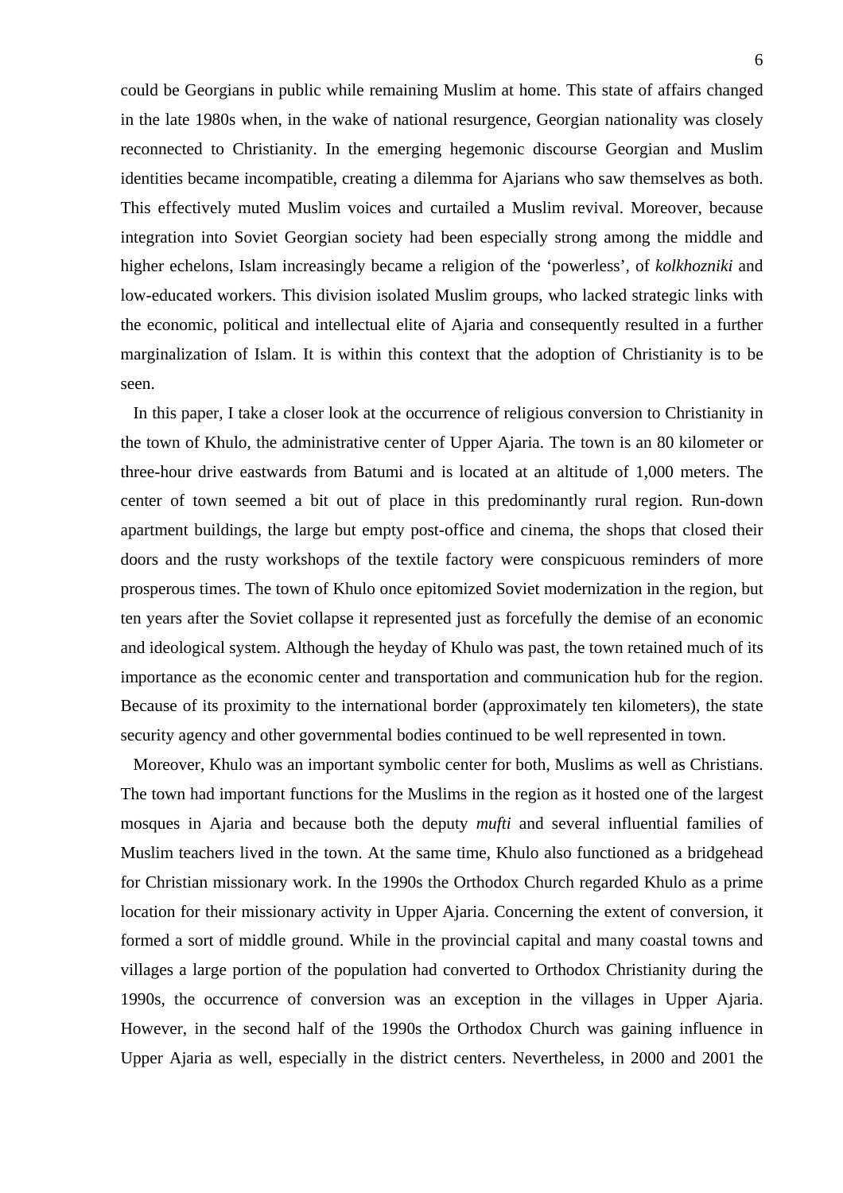could be Georgians in public while remaining Muslim at home. This state of affairs changed in the late 1980s when, in the wake of national resurgence, Georgian nationality was closely reconnected to Christianity. In the emerging hegemonic discourse Georgian and Muslim identities became incompatible, creating a dilemma for Ajarians who saw themselves as both. This effectively muted Muslim voices and curtailed a Muslim revival. Moreover, because integration into Soviet Georgian society had been especially strong among the middle and higher echelons, Islam increasingly became a religion of the 'powerless', of *kolkhozniki* and low-educated workers. This division isolated Muslim groups, who lacked strategic links with the economic, political and intellectual elite of Ajaria and consequently resulted in a further marginalization of Islam. It is within this context that the adoption of Christianity is to be seen.

In this paper, I take a closer look at the occurrence of religious conversion to Christianity in the town of Khulo, the administrative center of Upper Ajaria. The town is an 80 kilometer or three-hour drive eastwards from Batumi and is located at an altitude of 1,000 meters. The center of town seemed a bit out of place in this predominantly rural region. Run-down apartment buildings, the large but empty post-office and cinema, the shops that closed their doors and the rusty workshops of the textile factory were conspicuous reminders of more prosperous times. The town of Khulo once epitomized Soviet modernization in the region, but ten years after the Soviet collapse it represented just as forcefully the demise of an economic and ideological system. Although the heyday of Khulo was past, the town retained much of its importance as the economic center and transportation and communication hub for the region. Because of its proximity to the international border (approximately ten kilometers), the state security agency and other governmental bodies continued to be well represented in town.

Moreover, Khulo was an important symbolic center for both, Muslims as well as Christians. The town had important functions for the Muslims in the region as it hosted one of the largest mosques in Ajaria and because both the deputy *mufti* and several influential families of Muslim teachers lived in the town. At the same time, Khulo also functioned as a bridgehead for Christian missionary work. In the 1990s the Orthodox Church regarded Khulo as a prime location for their missionary activity in Upper Ajaria. Concerning the extent of conversion, it formed a sort of middle ground. While in the provincial capital and many coastal towns and villages a large portion of the population had converted to Orthodox Christianity during the 1990s, the occurrence of conversion was an exception in the villages in Upper Ajaria. However, in the second half of the 1990s the Orthodox Church was gaining influence in Upper Ajaria as well, especially in the district centers. Nevertheless, in 2000 and 2001 the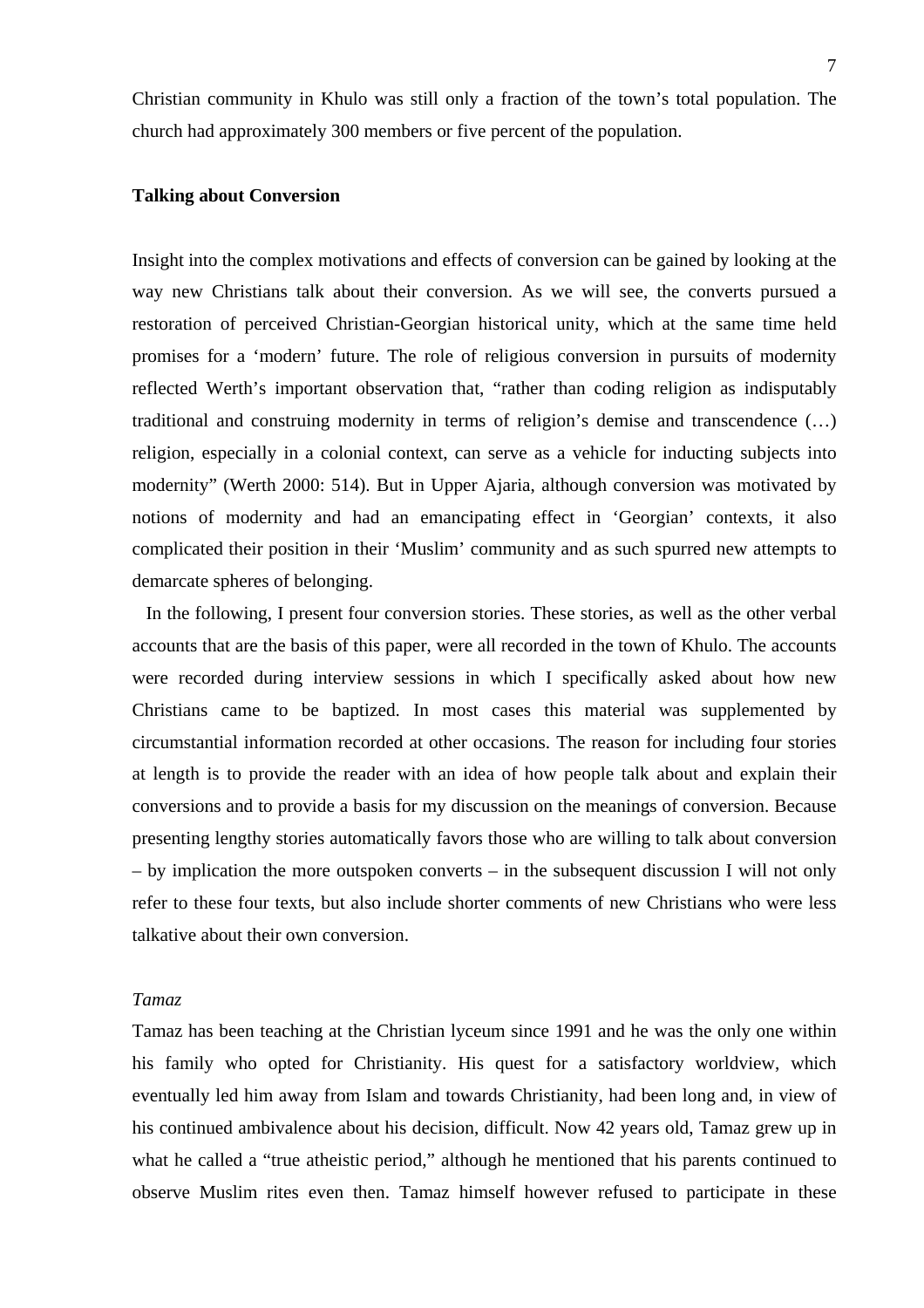Christian community in Khulo was still only a fraction of the town's total population. The church had approximately 300 members or five percent of the population.

**Talking about Conversion**

Insight into the complex motivations and effects of conversion can be gained by looking at the way new Christians talk about their conversion. As we will see, the converts pursued a restoration of perceived Christian-Georgian historical unity, which at the same time held promises for a 'modern' future. The role of religious conversion in pursuits of modernity reflected Werth's important observation that, "rather than coding religion as indisputably traditional and construing modernity in terms of religion's demise and transcendence (…) religion, especially in a colonial context, can serve as a vehicle for inducting subjects into modernity" (Werth 2000: 514). But in Upper Ajaria, although conversion was motivated by notions of modernity and had an emancipating effect in 'Georgian' contexts, it also complicated their position in their 'Muslim' community and as such spurred new attempts to demarcate spheres of belonging.

In the following, I present four conversion stories. These stories, as well as the other verbal accounts that are the basis of this paper, were all recorded in the town of Khulo. The accounts were recorded during interview sessions in which I specifically asked about how new Christians came to be baptized. In most cases this material was supplemented by circumstantial information recorded at other occasions. The reason for including four stories at length is to provide the reader with an idea of how people talk about and explain their conversions and to provide a basis for my discussion on the meanings of conversion. Because presenting lengthy stories automatically favors those who are willing to talk about conversion – by implication the more outspoken converts – in the subsequent discussion I will not only refer to these four texts, but also include shorter comments of new Christians who were less talkative about their own conversion.

*Tamaz*

Tamaz has been teaching at the Christian lyceum since 1991 and he was the only one within his family who opted for Christianity. His quest for a satisfactory worldview, which eventually led him away from Islam and towards Christianity, had been long and, in view of his continued ambivalence about his decision, difficult. Now 42 years old, Tamaz grew up in what he called a "true atheistic period," although he mentioned that his parents continued to observe Muslim rites even then. Tamaz himself however refused to participate in these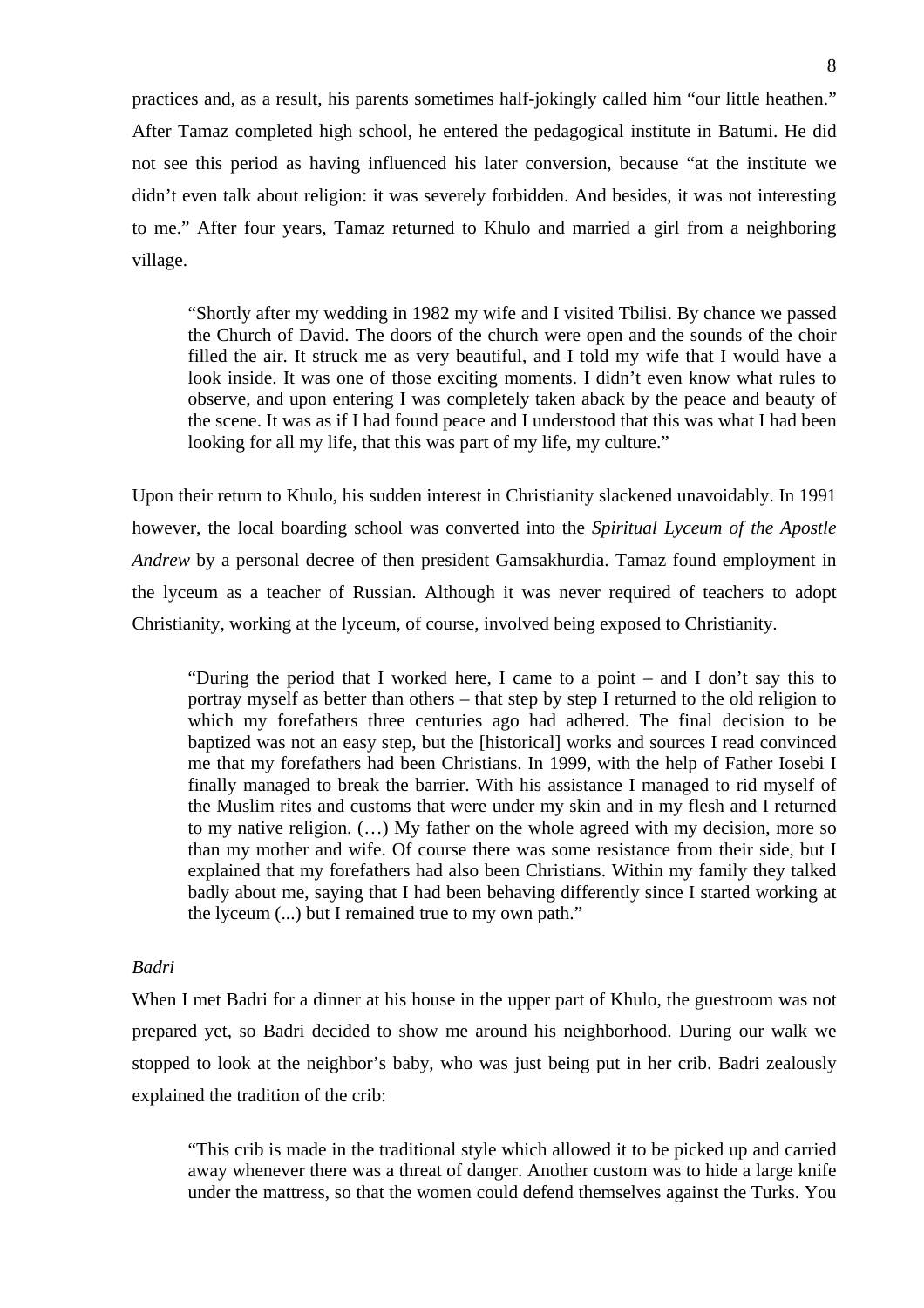practices and, as a result, his parents sometimes half-jokingly called him "our little heathen." After Tamaz completed high school, he entered the pedagogical institute in Batumi. He did not see this period as having influenced his later conversion, because "at the institute we didn't even talk about religion: it was severely forbidden. And besides, it was not interesting to me." After four years, Tamaz returned to Khulo and married a girl from a neighboring village.

> "Shortly after my wedding in 1982 my wife and I visited Tbilisi. By chance we passed the Church of David. The doors of the church were open and the sounds of the choir filled the air. It struck me as very beautiful, and I told my wife that I would have a look inside. It was one of those exciting moments. I didn't even know what rules to observe, and upon entering I was completely taken aback by the peace and beauty of the scene. It was as if I had found peace and I understood that this was what I had been looking for all my life, that this was part of my life, my culture."

Upon their return to Khulo, his sudden interest in Christianity slackened unavoidably. In 1991 however, the local boarding school was converted into the *Spiritual Lyceum of the Apostle Andrew* by a personal decree of then president Gamsakhurdia. Tamaz found employment in the lyceum as a teacher of Russian. Although it was never required of teachers to adopt Christianity, working at the lyceum, of course, involved being exposed to Christianity.

> "During the period that I worked here, I came to a point – and I don't say this to portray myself as better than others – that step by step I returned to the old religion to which my forefathers three centuries ago had adhered. The final decision to be baptized was not an easy step, but the [historical] works and sources I read convinced me that my forefathers had been Christians. In 1999, with the help of Father Iosebi I finally managed to break the barrier. With his assistance I managed to rid myself of the Muslim rites and customs that were under my skin and in my flesh and I returned to my native religion. (…) My father on the whole agreed with my decision, more so than my mother and wife. Of course there was some resistance from their side, but I explained that my forefathers had also been Christians. Within my family they talked badly about me, saying that I had been behaving differently since I started working at the lyceum (...) but I remained true to my own path."

*Badri*

When I met Badri for a dinner at his house in the upper part of Khulo, the guestroom was not prepared yet, so Badri decided to show me around his neighborhood. During our walk we stopped to look at the neighbor's baby, who was just being put in her crib. Badri zealously explained the tradition of the crib:

> "This crib is made in the traditional style which allowed it to be picked up and carried away whenever there was a threat of danger. Another custom was to hide a large knife under the mattress, so that the women could defend themselves against the Turks. You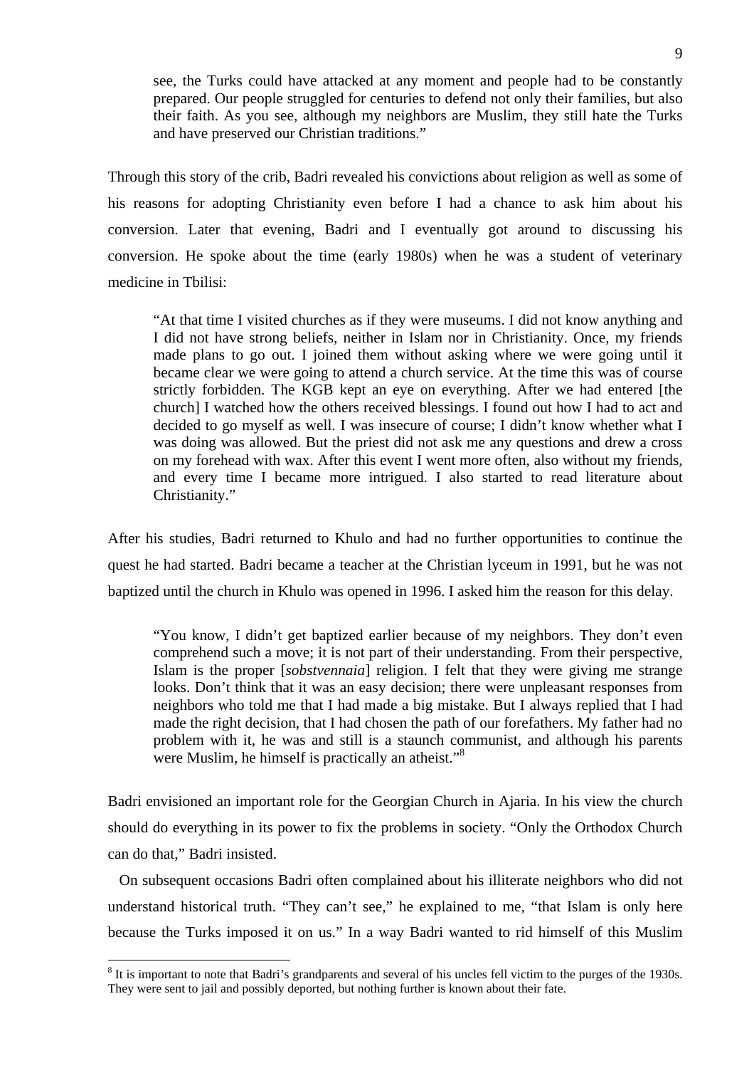> see, the Turks could have attacked at any moment and people had to be constantly prepared. Our people struggled for centuries to defend not only their families, but also their faith. As you see, although my neighbors are Muslim, they still hate the Turks and have preserved our Christian traditions."

Through this story of the crib, Badri revealed his convictions about religion as well as some of his reasons for adopting Christianity even before I had a chance to ask him about his conversion. Later that evening, Badri and I eventually got around to discussing his conversion. He spoke about the time (early 1980s) when he was a student of veterinary medicine in Tbilisi:

> "At that time I visited churches as if they were museums. I did not know anything and I did not have strong beliefs, neither in Islam nor in Christianity. Once, my friends made plans to go out. I joined them without asking where we were going until it became clear we were going to attend a church service. At the time this was of course strictly forbidden. The KGB kept an eye on everything. After we had entered [the church] I watched how the others received blessings. I found out how I had to act and decided to go myself as well. I was insecure of course; I didn't know whether what I was doing was allowed. But the priest did not ask me any questions and drew a cross on my forehead with wax. After this event I went more often, also without my friends, and every time I became more intrigued. I also started to read literature about Christianity."

After his studies, Badri returned to Khulo and had no further opportunities to continue the quest he had started. Badri became a teacher at the Christian lyceum in 1991, but he was not baptized until the church in Khulo was opened in 1996. I asked him the reason for this delay.

> "You know, I didn't get baptized earlier because of my neighbors. They don't even comprehend such a move; it is not part of their understanding. From their perspective, Islam is the proper [*sobstvennaia*] religion. I felt that they were giving me strange looks. Don't think that it was an easy decision; there were unpleasant responses from neighbors who told me that I had made a big mistake. But I always replied that I had made the right decision, that I had chosen the path of our forefathers. My father had no problem with it, he was and still is a staunch communist, and although his parents were Muslim, he himself is practically an atheist."[8]

Badri envisioned an important role for the Georgian Church in Ajaria. In his view the church should do everything in its power to fix the problems in society. "Only the Orthodox Church can do that," Badri insisted.

On subsequent occasions Badri often complained about his illiterate neighbors who did not understand historical truth. "They can't see," he explained to me, "that Islam is only here because the Turks imposed it on us." In a way Badri wanted to rid himself of this Muslim

---

[8] It is important to note that Badri's grandparents and several of his uncles fell victim to the purges of the 1930s. They were sent to jail and possibly deported, but nothing further is known about their fate.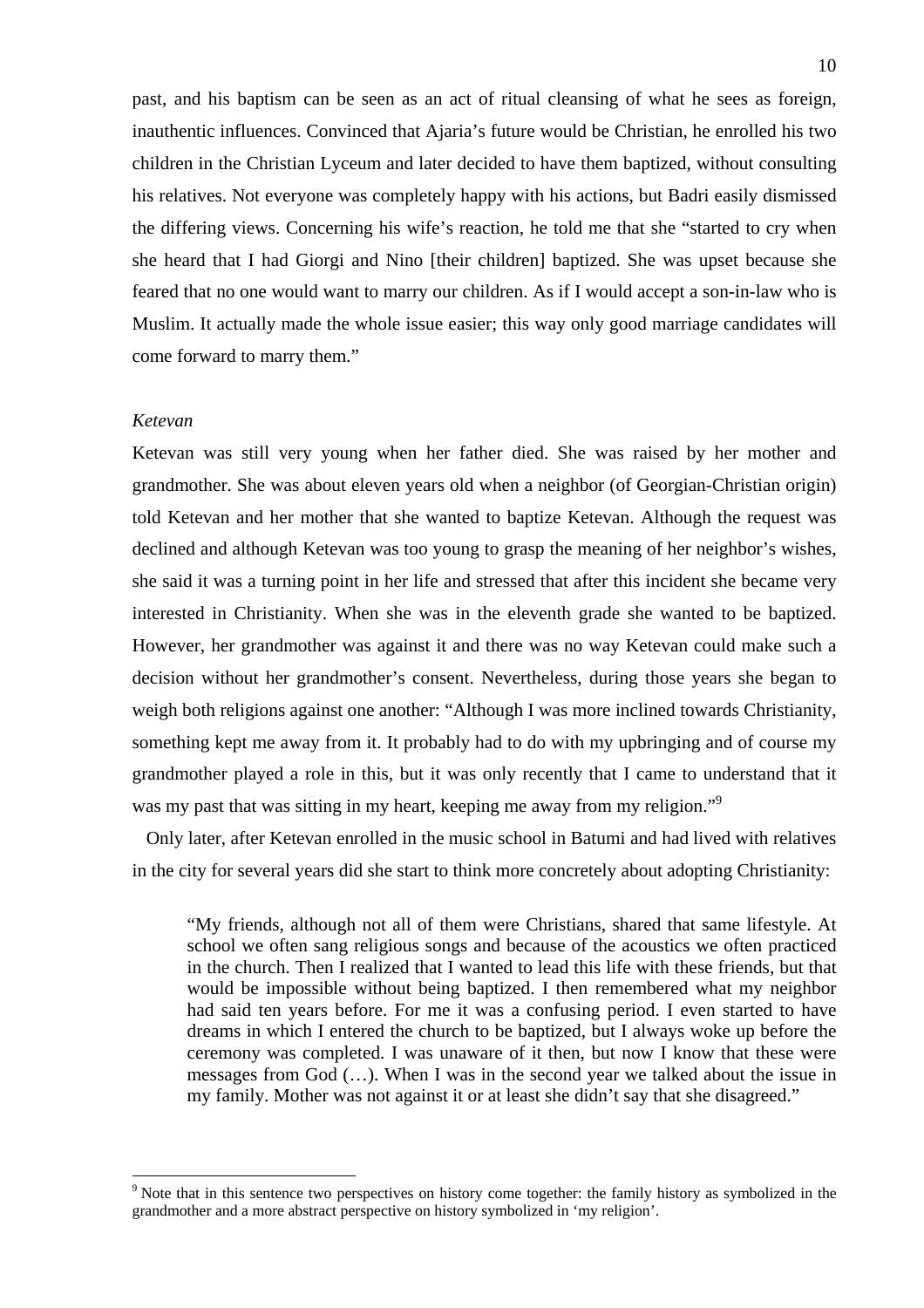past, and his baptism can be seen as an act of ritual cleansing of what he sees as foreign, inauthentic influences. Convinced that Ajaria's future would be Christian, he enrolled his two children in the Christian Lyceum and later decided to have them baptized, without consulting his relatives. Not everyone was completely happy with his actions, but Badri easily dismissed the differing views. Concerning his wife's reaction, he told me that she "started to cry when she heard that I had Giorgi and Nino [their children] baptized. She was upset because she feared that no one would want to marry our children. As if I would accept a son-in-law who is Muslim. It actually made the whole issue easier; this way only good marriage candidates will come forward to marry them."

*Ketevan*

Ketevan was still very young when her father died. She was raised by her mother and grandmother. She was about eleven years old when a neighbor (of Georgian-Christian origin) told Ketevan and her mother that she wanted to baptize Ketevan. Although the request was declined and although Ketevan was too young to grasp the meaning of her neighbor's wishes, she said it was a turning point in her life and stressed that after this incident she became very interested in Christianity. When she was in the eleventh grade she wanted to be baptized. However, her grandmother was against it and there was no way Ketevan could make such a decision without her grandmother's consent. Nevertheless, during those years she began to weigh both religions against one another: "Although I was more inclined towards Christianity, something kept me away from it. It probably had to do with my upbringing and of course my grandmother played a role in this, but it was only recently that I came to understand that it was my past that was sitting in my heart, keeping me away from my religion."[9]

Only later, after Ketevan enrolled in the music school in Batumi and had lived with relatives in the city for several years did she start to think more concretely about adopting Christianity:

> "My friends, although not all of them were Christians, shared that same lifestyle. At school we often sang religious songs and because of the acoustics we often practiced in the church. Then I realized that I wanted to lead this life with these friends, but that would be impossible without being baptized. I then remembered what my neighbor had said ten years before. For me it was a confusing period. I even started to have dreams in which I entered the church to be baptized, but I always woke up before the ceremony was completed. I was unaware of it then, but now I know that these were messages from God (…). When I was in the second year we talked about the issue in my family. Mother was not against it or at least she didn't say that she disagreed."

[9] Note that in this sentence two perspectives on history come together: the family history as symbolized in the grandmother and a more abstract perspective on history symbolized in 'my religion'.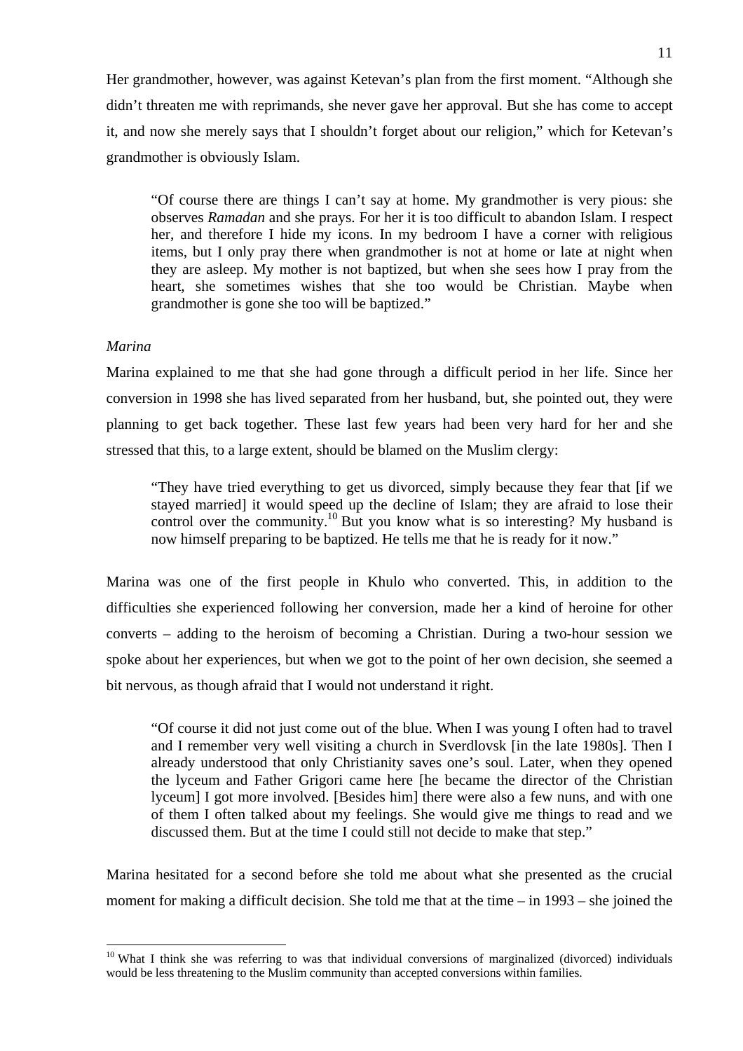Her grandmother, however, was against Ketevan's plan from the first moment. "Although she didn't threaten me with reprimands, she never gave her approval. But she has come to accept it, and now she merely says that I shouldn't forget about our religion," which for Ketevan's grandmother is obviously Islam.

> "Of course there are things I can't say at home. My grandmother is very pious: she observes *Ramadan* and she prays. For her it is too difficult to abandon Islam. I respect her, and therefore I hide my icons. In my bedroom I have a corner with religious items, but I only pray there when grandmother is not at home or late at night when they are asleep. My mother is not baptized, but when she sees how I pray from the heart, she sometimes wishes that she too would be Christian. Maybe when grandmother is gone she too will be baptized."

*Marina*

Marina explained to me that she had gone through a difficult period in her life. Since her conversion in 1998 she has lived separated from her husband, but, she pointed out, they were planning to get back together. These last few years had been very hard for her and she stressed that this, to a large extent, should be blamed on the Muslim clergy:

> "They have tried everything to get us divorced, simply because they fear that [if we stayed married] it would speed up the decline of Islam; they are afraid to lose their control over the community.[10] But you know what is so interesting? My husband is now himself preparing to be baptized. He tells me that he is ready for it now."

Marina was one of the first people in Khulo who converted. This, in addition to the difficulties she experienced following her conversion, made her a kind of heroine for other converts – adding to the heroism of becoming a Christian. During a two-hour session we spoke about her experiences, but when we got to the point of her own decision, she seemed a bit nervous, as though afraid that I would not understand it right.

> "Of course it did not just come out of the blue. When I was young I often had to travel and I remember very well visiting a church in Sverdlovsk [in the late 1980s]. Then I already understood that only Christianity saves one's soul. Later, when they opened the lyceum and Father Grigori came here [he became the director of the Christian lyceum] I got more involved. [Besides him] there were also a few nuns, and with one of them I often talked about my feelings. She would give me things to read and we discussed them. But at the time I could still not decide to make that step."

Marina hesitated for a second before she told me about what she presented as the crucial moment for making a difficult decision. She told me that at the time – in 1993 – she joined the

[10] What I think she was referring to was that individual conversions of marginalized (divorced) individuals would be less threatening to the Muslim community than accepted conversions within families.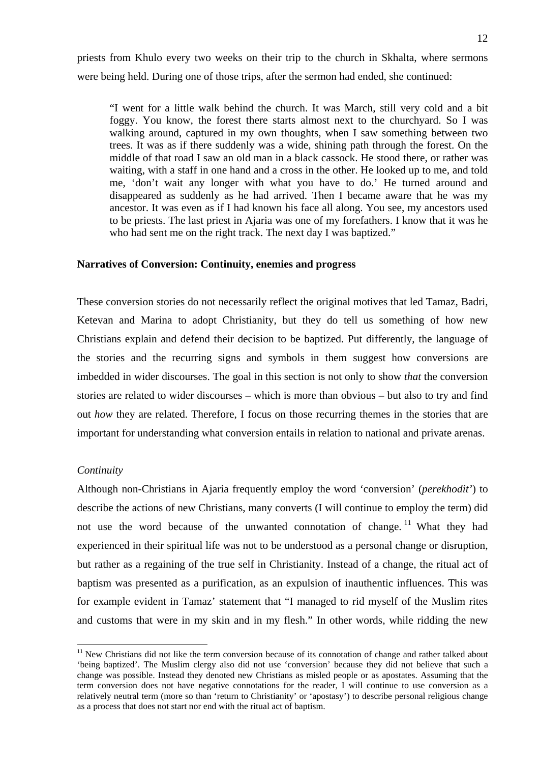priests from Khulo every two weeks on their trip to the church in Skhalta, where sermons were being held. During one of those trips, after the sermon had ended, she continued:

> "I went for a little walk behind the church. It was March, still very cold and a bit foggy. You know, the forest there starts almost next to the churchyard. So I was walking around, captured in my own thoughts, when I saw something between two trees. It was as if there suddenly was a wide, shining path through the forest. On the middle of that road I saw an old man in a black cassock. He stood there, or rather was waiting, with a staff in one hand and a cross in the other. He looked up to me, and told me, 'don't wait any longer with what you have to do.' He turned around and disappeared as suddenly as he had arrived. Then I became aware that he was my ancestor. It was even as if I had known his face all along. You see, my ancestors used to be priests. The last priest in Ajaria was one of my forefathers. I know that it was he who had sent me on the right track. The next day I was baptized."

**Narratives of Conversion: Continuity, enemies and progress**

These conversion stories do not necessarily reflect the original motives that led Tamaz, Badri, Ketevan and Marina to adopt Christianity, but they do tell us something of how new Christians explain and defend their decision to be baptized. Put differently, the language of the stories and the recurring signs and symbols in them suggest how conversions are imbedded in wider discourses. The goal in this section is not only to show *that* the conversion stories are related to wider discourses – which is more than obvious – but also to try and find out *how* they are related. Therefore, I focus on those recurring themes in the stories that are important for understanding what conversion entails in relation to national and private arenas.

*Continuity*

Although non-Christians in Ajaria frequently employ the word 'conversion' (*perekhodit'*) to describe the actions of new Christians, many converts (I will continue to employ the term) did not use the word because of the unwanted connotation of change.[11] What they had experienced in their spiritual life was not to be understood as a personal change or disruption, but rather as a regaining of the true self in Christianity. Instead of a change, the ritual act of baptism was presented as a purification, as an expulsion of inauthentic influences. This was for example evident in Tamaz' statement that "I managed to rid myself of the Muslim rites and customs that were in my skin and in my flesh." In other words, while ridding the new

[11] New Christians did not like the term conversion because of its connotation of change and rather talked about 'being baptized'. The Muslim clergy also did not use 'conversion' because they did not believe that such a change was possible. Instead they denoted new Christians as misled people or as apostates. Assuming that the term conversion does not have negative connotations for the reader, I will continue to use conversion as a relatively neutral term (more so than 'return to Christianity' or 'apostasy') to describe personal religious change as a process that does not start nor end with the ritual act of baptism.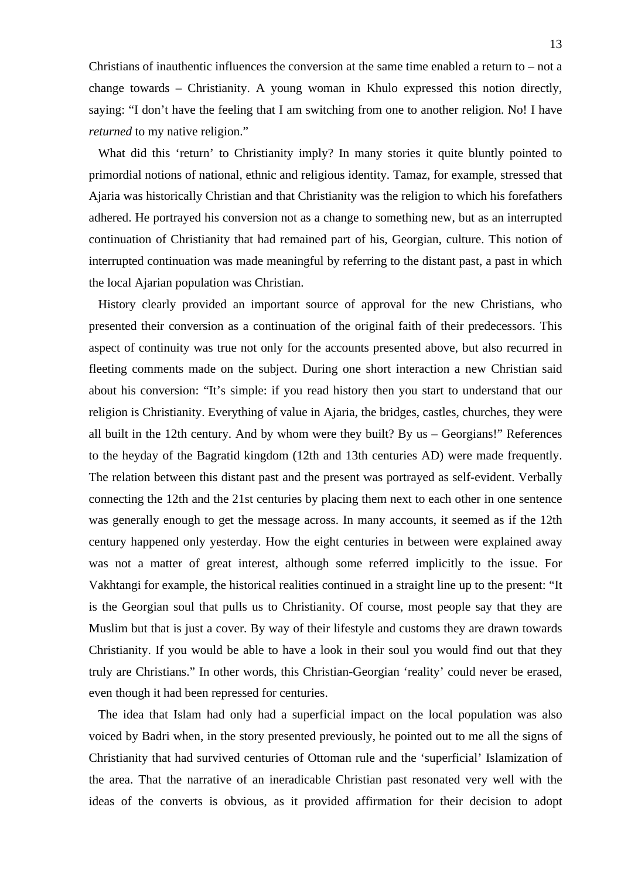Christians of inauthentic influences the conversion at the same time enabled a return to – not a change towards – Christianity. A young woman in Khulo expressed this notion directly, saying: “I don’t have the feeling that I am switching from one to another religion. No! I have *returned* to my native religion.”

What did this ‘return’ to Christianity imply? In many stories it quite bluntly pointed to primordial notions of national, ethnic and religious identity. Tamaz, for example, stressed that Ajaria was historically Christian and that Christianity was the religion to which his forefathers adhered. He portrayed his conversion not as a change to something new, but as an interrupted continuation of Christianity that had remained part of his, Georgian, culture. This notion of interrupted continuation was made meaningful by referring to the distant past, a past in which the local Ajarian population was Christian.

History clearly provided an important source of approval for the new Christians, who presented their conversion as a continuation of the original faith of their predecessors. This aspect of continuity was true not only for the accounts presented above, but also recurred in fleeting comments made on the subject. During one short interaction a new Christian said about his conversion: “It’s simple: if you read history then you start to understand that our religion is Christianity. Everything of value in Ajaria, the bridges, castles, churches, they were all built in the 12th century. And by whom were they built? By us – Georgians!” References to the heyday of the Bagratid kingdom (12th and 13th centuries AD) were made frequently. The relation between this distant past and the present was portrayed as self-evident. Verbally connecting the 12th and the 21st centuries by placing them next to each other in one sentence was generally enough to get the message across. In many accounts, it seemed as if the 12th century happened only yesterday. How the eight centuries in between were explained away was not a matter of great interest, although some referred implicitly to the issue. For Vakhtangi for example, the historical realities continued in a straight line up to the present: “It is the Georgian soul that pulls us to Christianity. Of course, most people say that they are Muslim but that is just a cover. By way of their lifestyle and customs they are drawn towards Christianity. If you would be able to have a look in their soul you would find out that they truly are Christians.” In other words, this Christian-Georgian ‘reality’ could never be erased, even though it had been repressed for centuries.

The idea that Islam had only had a superficial impact on the local population was also voiced by Badri when, in the story presented previously, he pointed out to me all the signs of Christianity that had survived centuries of Ottoman rule and the ‘superficial’ Islamization of the area. That the narrative of an ineradicable Christian past resonated very well with the ideas of the converts is obvious, as it provided affirmation for their decision to adopt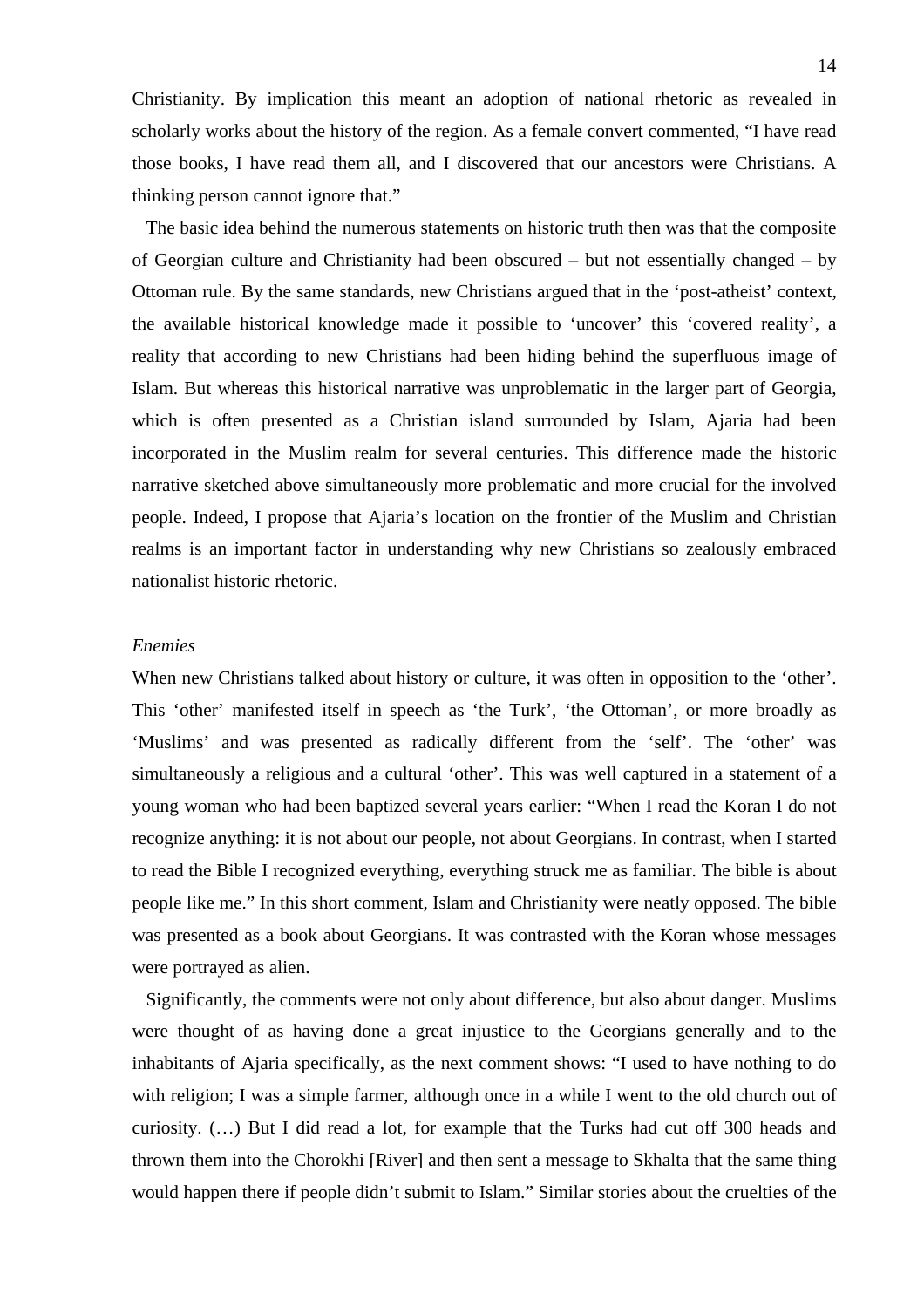Christianity. By implication this meant an adoption of national rhetoric as revealed in scholarly works about the history of the region. As a female convert commented, "I have read those books, I have read them all, and I discovered that our ancestors were Christians. A thinking person cannot ignore that."

The basic idea behind the numerous statements on historic truth then was that the composite of Georgian culture and Christianity had been obscured – but not essentially changed – by Ottoman rule. By the same standards, new Christians argued that in the 'post-atheist' context, the available historical knowledge made it possible to 'uncover' this 'covered reality', a reality that according to new Christians had been hiding behind the superfluous image of Islam. But whereas this historical narrative was unproblematic in the larger part of Georgia, which is often presented as a Christian island surrounded by Islam, Ajaria had been incorporated in the Muslim realm for several centuries. This difference made the historic narrative sketched above simultaneously more problematic and more crucial for the involved people. Indeed, I propose that Ajaria's location on the frontier of the Muslim and Christian realms is an important factor in understanding why new Christians so zealously embraced nationalist historic rhetoric.

*Enemies*

When new Christians talked about history or culture, it was often in opposition to the 'other'. This 'other' manifested itself in speech as 'the Turk', 'the Ottoman', or more broadly as 'Muslims' and was presented as radically different from the 'self'. The 'other' was simultaneously a religious and a cultural 'other'. This was well captured in a statement of a young woman who had been baptized several years earlier: "When I read the Koran I do not recognize anything: it is not about our people, not about Georgians. In contrast, when I started to read the Bible I recognized everything, everything struck me as familiar. The bible is about people like me." In this short comment, Islam and Christianity were neatly opposed. The bible was presented as a book about Georgians. It was contrasted with the Koran whose messages were portrayed as alien.

Significantly, the comments were not only about difference, but also about danger. Muslims were thought of as having done a great injustice to the Georgians generally and to the inhabitants of Ajaria specifically, as the next comment shows: "I used to have nothing to do with religion; I was a simple farmer, although once in a while I went to the old church out of curiosity. (…) But I did read a lot, for example that the Turks had cut off 300 heads and thrown them into the Chorokhi [River] and then sent a message to Skhalta that the same thing would happen there if people didn't submit to Islam." Similar stories about the cruelties of the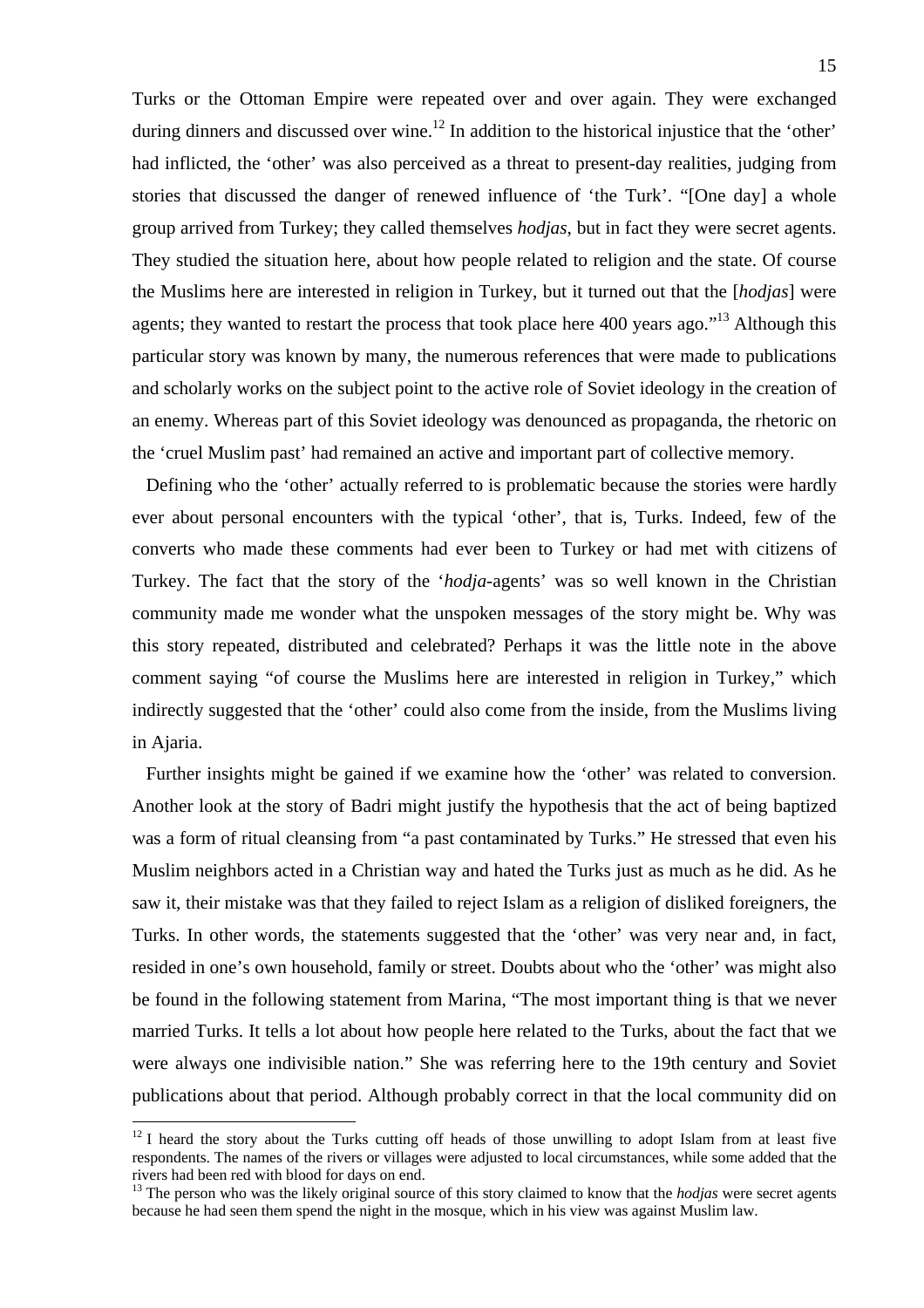Turks or the Ottoman Empire were repeated over and over again. They were exchanged during dinners and discussed over wine.[12] In addition to the historical injustice that the ‘other’ had inflicted, the ‘other’ was also perceived as a threat to present-day realities, judging from stories that discussed the danger of renewed influence of ‘the Turk’. “[One day] a whole group arrived from Turkey; they called themselves *hodjas*, but in fact they were secret agents. They studied the situation here, about how people related to religion and the state. Of course the Muslims here are interested in religion in Turkey, but it turned out that the [*hodjas*] were agents; they wanted to restart the process that took place here 400 years ago.”[13] Although this particular story was known by many, the numerous references that were made to publications and scholarly works on the subject point to the active role of Soviet ideology in the creation of an enemy. Whereas part of this Soviet ideology was denounced as propaganda, the rhetoric on the ‘cruel Muslim past’ had remained an active and important part of collective memory.

Defining who the ‘other’ actually referred to is problematic because the stories were hardly ever about personal encounters with the typical ‘other’, that is, Turks. Indeed, few of the converts who made these comments had ever been to Turkey or had met with citizens of Turkey. The fact that the story of the ‘*hodja*-agents’ was so well known in the Christian community made me wonder what the unspoken messages of the story might be. Why was this story repeated, distributed and celebrated? Perhaps it was the little note in the above comment saying “of course the Muslims here are interested in religion in Turkey,” which indirectly suggested that the ‘other’ could also come from the inside, from the Muslims living in Ajaria.

Further insights might be gained if we examine how the ‘other’ was related to conversion. Another look at the story of Badri might justify the hypothesis that the act of being baptized was a form of ritual cleansing from “a past contaminated by Turks.” He stressed that even his Muslim neighbors acted in a Christian way and hated the Turks just as much as he did. As he saw it, their mistake was that they failed to reject Islam as a religion of disliked foreigners, the Turks. In other words, the statements suggested that the ‘other’ was very near and, in fact, resided in one’s own household, family or street. Doubts about who the ‘other’ was might also be found in the following statement from Marina, “The most important thing is that we never married Turks. It tells a lot about how people here related to the Turks, about the fact that we were always one indivisible nation.” She was referring here to the 19th century and Soviet publications about that period. Although probably correct in that the local community did on

[12] I heard the story about the Turks cutting off heads of those unwilling to adopt Islam from at least five respondents. The names of the rivers or villages were adjusted to local circumstances, while some added that the rivers had been red with blood for days on end.

[13] The person who was the likely original source of this story claimed to know that the *hodjas* were secret agents because he had seen them spend the night in the mosque, which in his view was against Muslim law.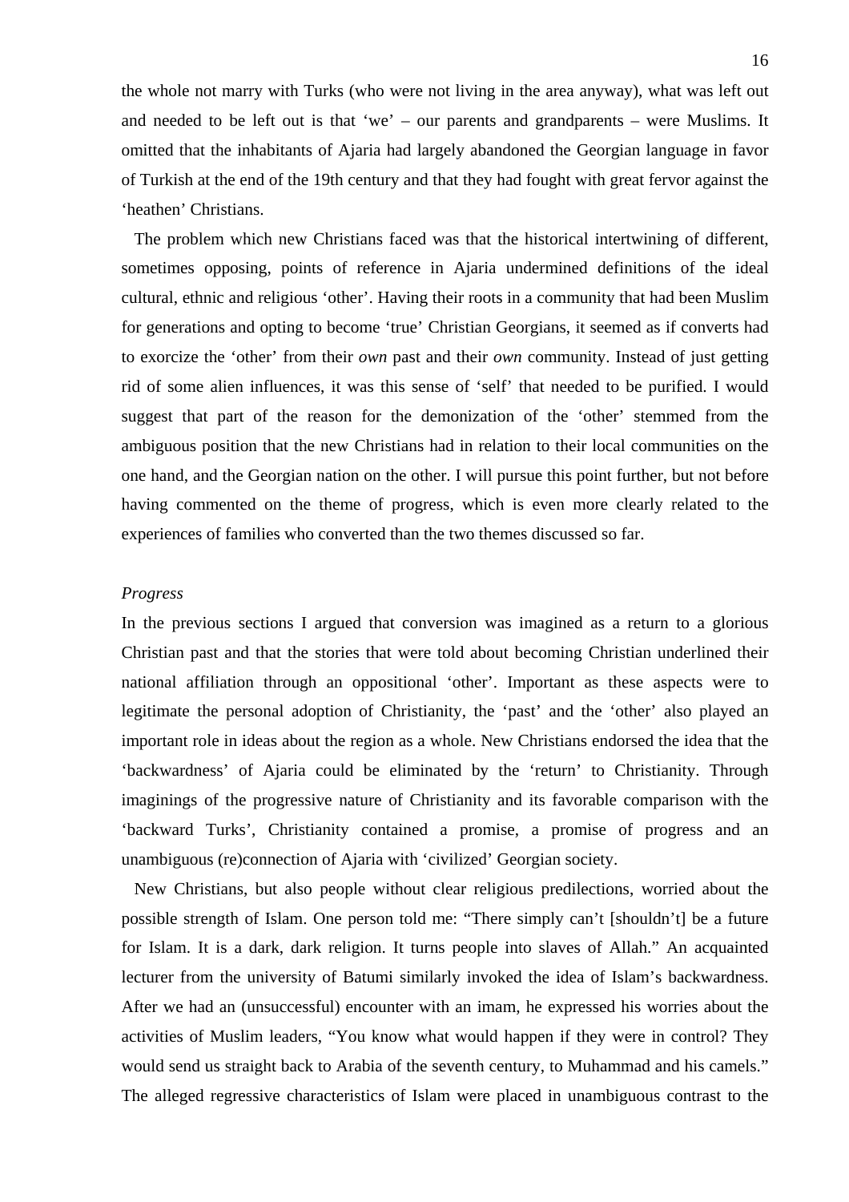the whole not marry with Turks (who were not living in the area anyway), what was left out and needed to be left out is that 'we' – our parents and grandparents – were Muslims. It omitted that the inhabitants of Ajaria had largely abandoned the Georgian language in favor of Turkish at the end of the 19th century and that they had fought with great fervor against the 'heathen' Christians.

The problem which new Christians faced was that the historical intertwining of different, sometimes opposing, points of reference in Ajaria undermined definitions of the ideal cultural, ethnic and religious 'other'. Having their roots in a community that had been Muslim for generations and opting to become 'true' Christian Georgians, it seemed as if converts had to exorcize the 'other' from their *own* past and their *own* community. Instead of just getting rid of some alien influences, it was this sense of 'self' that needed to be purified. I would suggest that part of the reason for the demonization of the 'other' stemmed from the ambiguous position that the new Christians had in relation to their local communities on the one hand, and the Georgian nation on the other. I will pursue this point further, but not before having commented on the theme of progress, which is even more clearly related to the experiences of families who converted than the two themes discussed so far.

*Progress*

In the previous sections I argued that conversion was imagined as a return to a glorious Christian past and that the stories that were told about becoming Christian underlined their national affiliation through an oppositional 'other'. Important as these aspects were to legitimate the personal adoption of Christianity, the 'past' and the 'other' also played an important role in ideas about the region as a whole. New Christians endorsed the idea that the 'backwardness' of Ajaria could be eliminated by the 'return' to Christianity. Through imaginings of the progressive nature of Christianity and its favorable comparison with the 'backward Turks', Christianity contained a promise, a promise of progress and an unambiguous (re)connection of Ajaria with 'civilized' Georgian society.

New Christians, but also people without clear religious predilections, worried about the possible strength of Islam. One person told me: "There simply can't [shouldn't] be a future for Islam. It is a dark, dark religion. It turns people into slaves of Allah." An acquainted lecturer from the university of Batumi similarly invoked the idea of Islam's backwardness. After we had an (unsuccessful) encounter with an imam, he expressed his worries about the activities of Muslim leaders, "You know what would happen if they were in control? They would send us straight back to Arabia of the seventh century, to Muhammad and his camels." The alleged regressive characteristics of Islam were placed in unambiguous contrast to the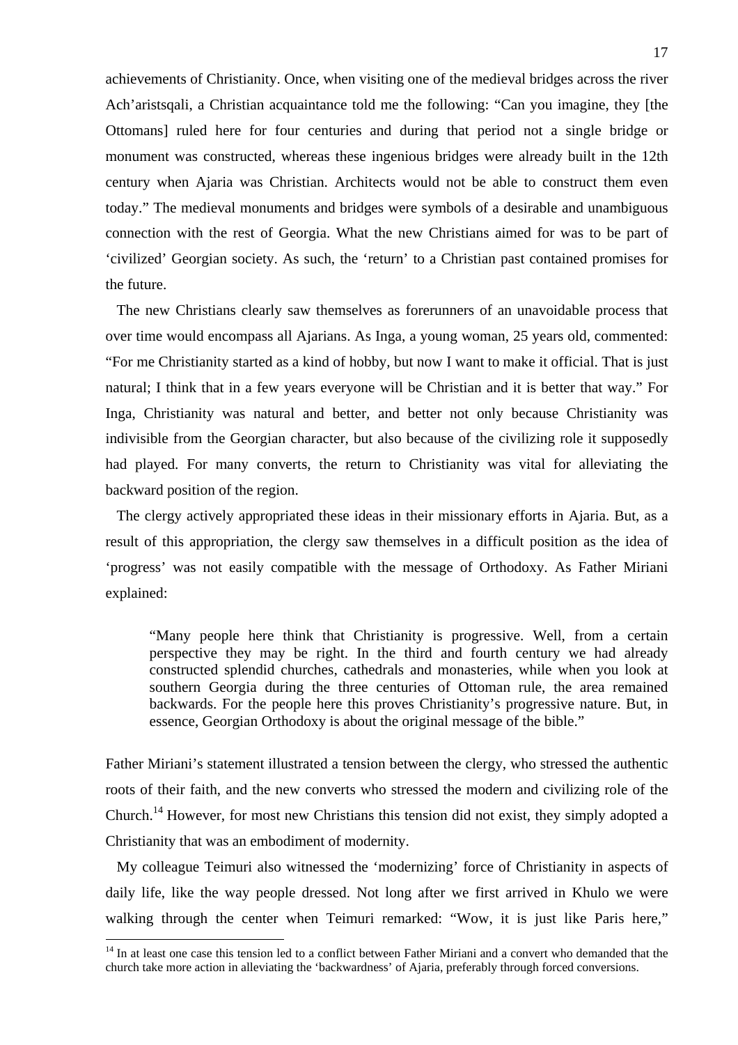achievements of Christianity. Once, when visiting one of the medieval bridges across the river Ach’aristsqali, a Christian acquaintance told me the following: “Can you imagine, they [the Ottomans] ruled here for four centuries and during that period not a single bridge or monument was constructed, whereas these ingenious bridges were already built in the 12th century when Ajaria was Christian. Architects would not be able to construct them even today.” The medieval monuments and bridges were symbols of a desirable and unambiguous connection with the rest of Georgia. What the new Christians aimed for was to be part of ‘civilized’ Georgian society. As such, the ‘return’ to a Christian past contained promises for the future.

The new Christians clearly saw themselves as forerunners of an unavoidable process that over time would encompass all Ajarians. As Inga, a young woman, 25 years old, commented: “For me Christianity started as a kind of hobby, but now I want to make it official. That is just natural; I think that in a few years everyone will be Christian and it is better that way.” For Inga, Christianity was natural and better, and better not only because Christianity was indivisible from the Georgian character, but also because of the civilizing role it supposedly had played. For many converts, the return to Christianity was vital for alleviating the backward position of the region.

The clergy actively appropriated these ideas in their missionary efforts in Ajaria. But, as a result of this appropriation, the clergy saw themselves in a difficult position as the idea of ‘progress’ was not easily compatible with the message of Orthodoxy. As Father Miriani explained:

> “Many people here think that Christianity is progressive. Well, from a certain perspective they may be right. In the third and fourth century we had already constructed splendid churches, cathedrals and monasteries, while when you look at southern Georgia during the three centuries of Ottoman rule, the area remained backwards. For the people here this proves Christianity’s progressive nature. But, in essence, Georgian Orthodoxy is about the original message of the bible.”

Father Miriani’s statement illustrated a tension between the clergy, who stressed the authentic roots of their faith, and the new converts who stressed the modern and civilizing role of the Church.[14] However, for most new Christians this tension did not exist, they simply adopted a Christianity that was an embodiment of modernity.

My colleague Teimuri also witnessed the ‘modernizing’ force of Christianity in aspects of daily life, like the way people dressed. Not long after we first arrived in Khulo we were walking through the center when Teimuri remarked: “Wow, it is just like Paris here,”

[14] In at least one case this tension led to a conflict between Father Miriani and a convert who demanded that the church take more action in alleviating the ‘backwardness’ of Ajaria, preferably through forced conversions.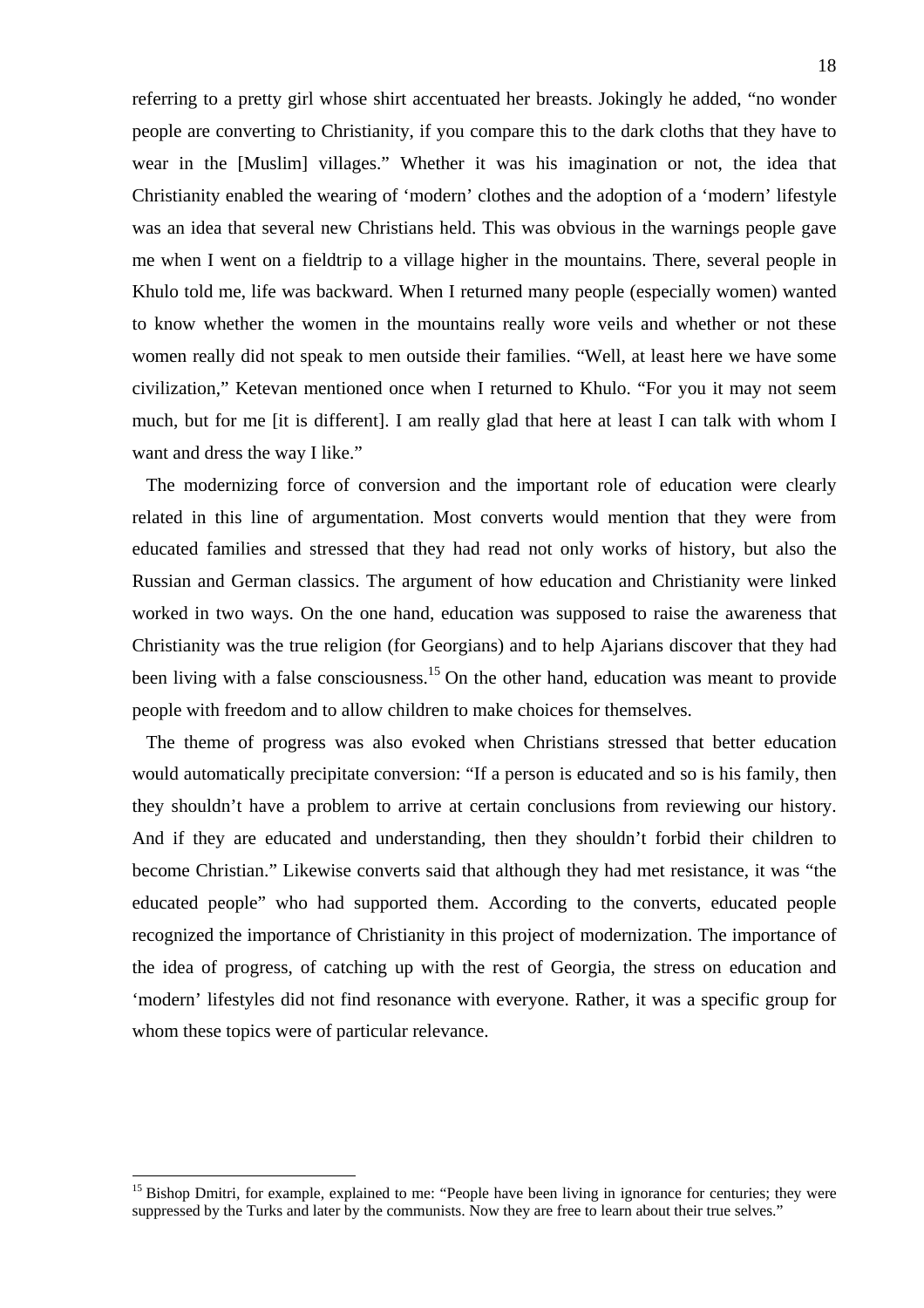referring to a pretty girl whose shirt accentuated her breasts. Jokingly he added, "no wonder people are converting to Christianity, if you compare this to the dark cloths that they have to wear in the [Muslim] villages." Whether it was his imagination or not, the idea that Christianity enabled the wearing of 'modern' clothes and the adoption of a 'modern' lifestyle was an idea that several new Christians held. This was obvious in the warnings people gave me when I went on a fieldtrip to a village higher in the mountains. There, several people in Khulo told me, life was backward. When I returned many people (especially women) wanted to know whether the women in the mountains really wore veils and whether or not these women really did not speak to men outside their families. "Well, at least here we have some civilization," Ketevan mentioned once when I returned to Khulo. "For you it may not seem much, but for me [it is different]. I am really glad that here at least I can talk with whom I want and dress the way I like."

The modernizing force of conversion and the important role of education were clearly related in this line of argumentation. Most converts would mention that they were from educated families and stressed that they had read not only works of history, but also the Russian and German classics. The argument of how education and Christianity were linked worked in two ways. On the one hand, education was supposed to raise the awareness that Christianity was the true religion (for Georgians) and to help Ajarians discover that they had been living with a false consciousness.[15] On the other hand, education was meant to provide people with freedom and to allow children to make choices for themselves.

The theme of progress was also evoked when Christians stressed that better education would automatically precipitate conversion: "If a person is educated and so is his family, then they shouldn't have a problem to arrive at certain conclusions from reviewing our history. And if they are educated and understanding, then they shouldn't forbid their children to become Christian." Likewise converts said that although they had met resistance, it was "the educated people" who had supported them. According to the converts, educated people recognized the importance of Christianity in this project of modernization. The importance of the idea of progress, of catching up with the rest of Georgia, the stress on education and 'modern' lifestyles did not find resonance with everyone. Rather, it was a specific group for whom these topics were of particular relevance.

[15] Bishop Dmitri, for example, explained to me: "People have been living in ignorance for centuries; they were suppressed by the Turks and later by the communists. Now they are free to learn about their true selves."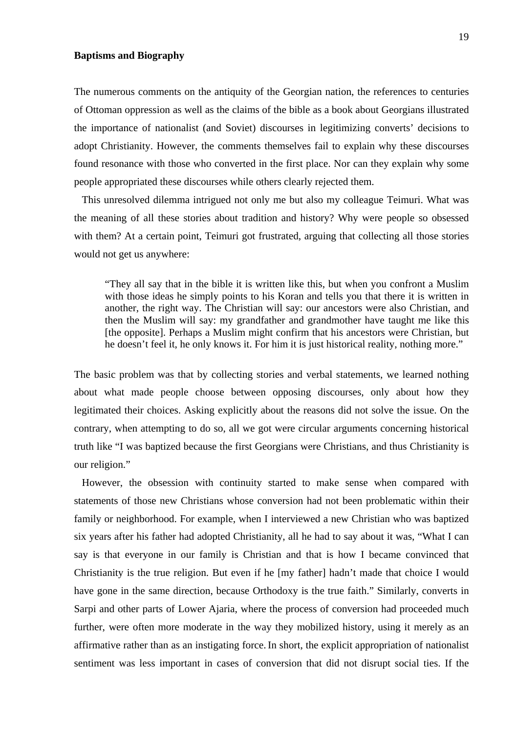**Baptisms and Biography**

The numerous comments on the antiquity of the Georgian nation, the references to centuries of Ottoman oppression as well as the claims of the bible as a book about Georgians illustrated the importance of nationalist (and Soviet) discourses in legitimizing converts' decisions to adopt Christianity. However, the comments themselves fail to explain why these discourses found resonance with those who converted in the first place. Nor can they explain why some people appropriated these discourses while others clearly rejected them.

This unresolved dilemma intrigued not only me but also my colleague Teimuri. What was the meaning of all these stories about tradition and history? Why were people so obsessed with them? At a certain point, Teimuri got frustrated, arguing that collecting all those stories would not get us anywhere:

> "They all say that in the bible it is written like this, but when you confront a Muslim with those ideas he simply points to his Koran and tells you that there it is written in another, the right way. The Christian will say: our ancestors were also Christian, and then the Muslim will say: my grandfather and grandmother have taught me like this [the opposite]. Perhaps a Muslim might confirm that his ancestors were Christian, but he doesn't feel it, he only knows it. For him it is just historical reality, nothing more."

The basic problem was that by collecting stories and verbal statements, we learned nothing about what made people choose between opposing discourses, only about how they legitimated their choices. Asking explicitly about the reasons did not solve the issue. On the contrary, when attempting to do so, all we got were circular arguments concerning historical truth like "I was baptized because the first Georgians were Christians, and thus Christianity is our religion."

However, the obsession with continuity started to make sense when compared with statements of those new Christians whose conversion had not been problematic within their family or neighborhood. For example, when I interviewed a new Christian who was baptized six years after his father had adopted Christianity, all he had to say about it was, "What I can say is that everyone in our family is Christian and that is how I became convinced that Christianity is the true religion. But even if he [my father] hadn't made that choice I would have gone in the same direction, because Orthodoxy is the true faith." Similarly, converts in Sarpi and other parts of Lower Ajaria, where the process of conversion had proceeded much further, were often more moderate in the way they mobilized history, using it merely as an affirmative rather than as an instigating force. In short, the explicit appropriation of nationalist sentiment was less important in cases of conversion that did not disrupt social ties. If the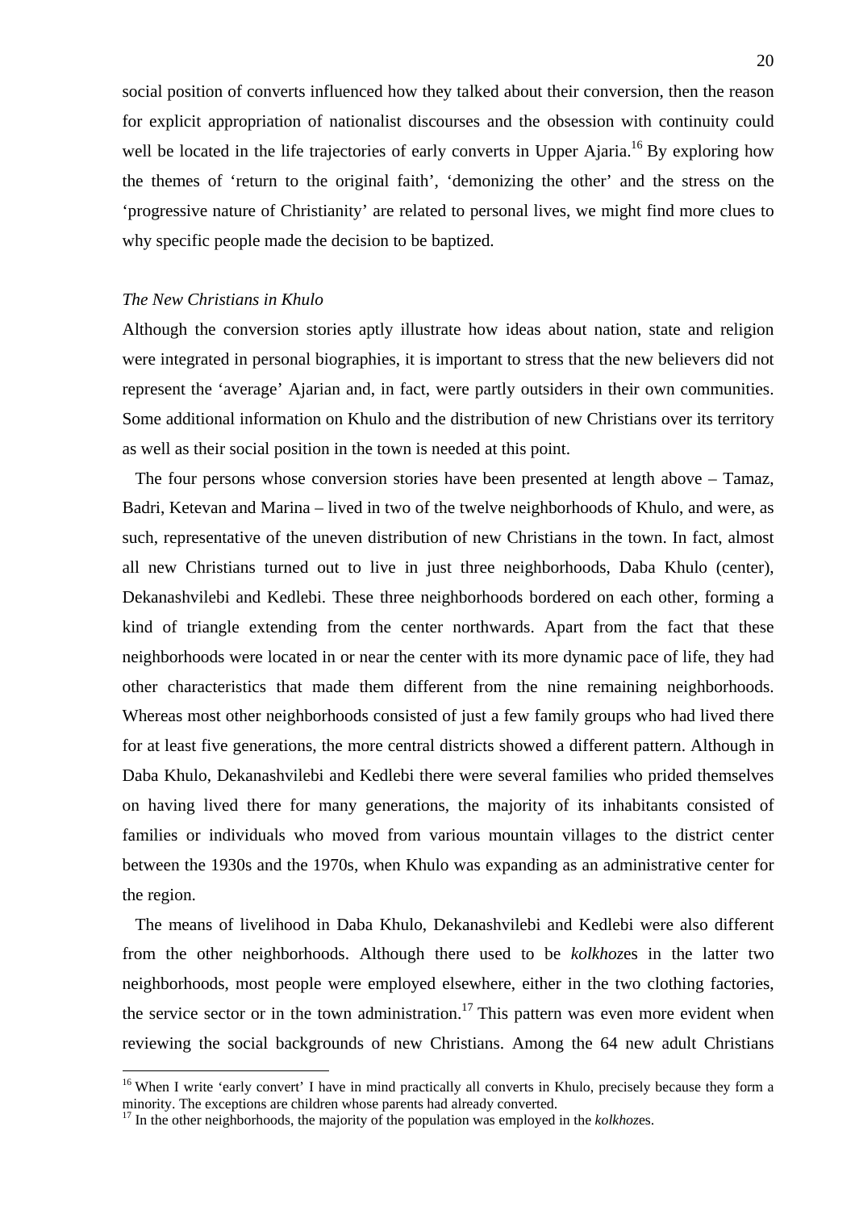social position of converts influenced how they talked about their conversion, then the reason for explicit appropriation of nationalist discourses and the obsession with continuity could well be located in the life trajectories of early converts in Upper Ajaria.[16] By exploring how the themes of 'return to the original faith', 'demonizing the other' and the stress on the 'progressive nature of Christianity' are related to personal lives, we might find more clues to why specific people made the decision to be baptized.

### *The New Christians in Khulo*

Although the conversion stories aptly illustrate how ideas about nation, state and religion were integrated in personal biographies, it is important to stress that the new believers did not represent the 'average' Ajarian and, in fact, were partly outsiders in their own communities. Some additional information on Khulo and the distribution of new Christians over its territory as well as their social position in the town is needed at this point.

The four persons whose conversion stories have been presented at length above – Tamaz, Badri, Ketevan and Marina – lived in two of the twelve neighborhoods of Khulo, and were, as such, representative of the uneven distribution of new Christians in the town. In fact, almost all new Christians turned out to live in just three neighborhoods, Daba Khulo (center), Dekanashvilebi and Kedlebi. These three neighborhoods bordered on each other, forming a kind of triangle extending from the center northwards. Apart from the fact that these neighborhoods were located in or near the center with its more dynamic pace of life, they had other characteristics that made them different from the nine remaining neighborhoods. Whereas most other neighborhoods consisted of just a few family groups who had lived there for at least five generations, the more central districts showed a different pattern. Although in Daba Khulo, Dekanashvilebi and Kedlebi there were several families who prided themselves on having lived there for many generations, the majority of its inhabitants consisted of families or individuals who moved from various mountain villages to the district center between the 1930s and the 1970s, when Khulo was expanding as an administrative center for the region.

The means of livelihood in Daba Khulo, Dekanashvilebi and Kedlebi were also different from the other neighborhoods. Although there used to be *kolkhoz*es in the latter two neighborhoods, most people were employed elsewhere, either in the two clothing factories, the service sector or in the town administration.[17] This pattern was even more evident when reviewing the social backgrounds of new Christians. Among the 64 new adult Christians

---

[16] When I write 'early convert' I have in mind practically all converts in Khulo, precisely because they form a minority. The exceptions are children whose parents had already converted.

[17] In the other neighborhoods, the majority of the population was employed in the *kolkhoz*es.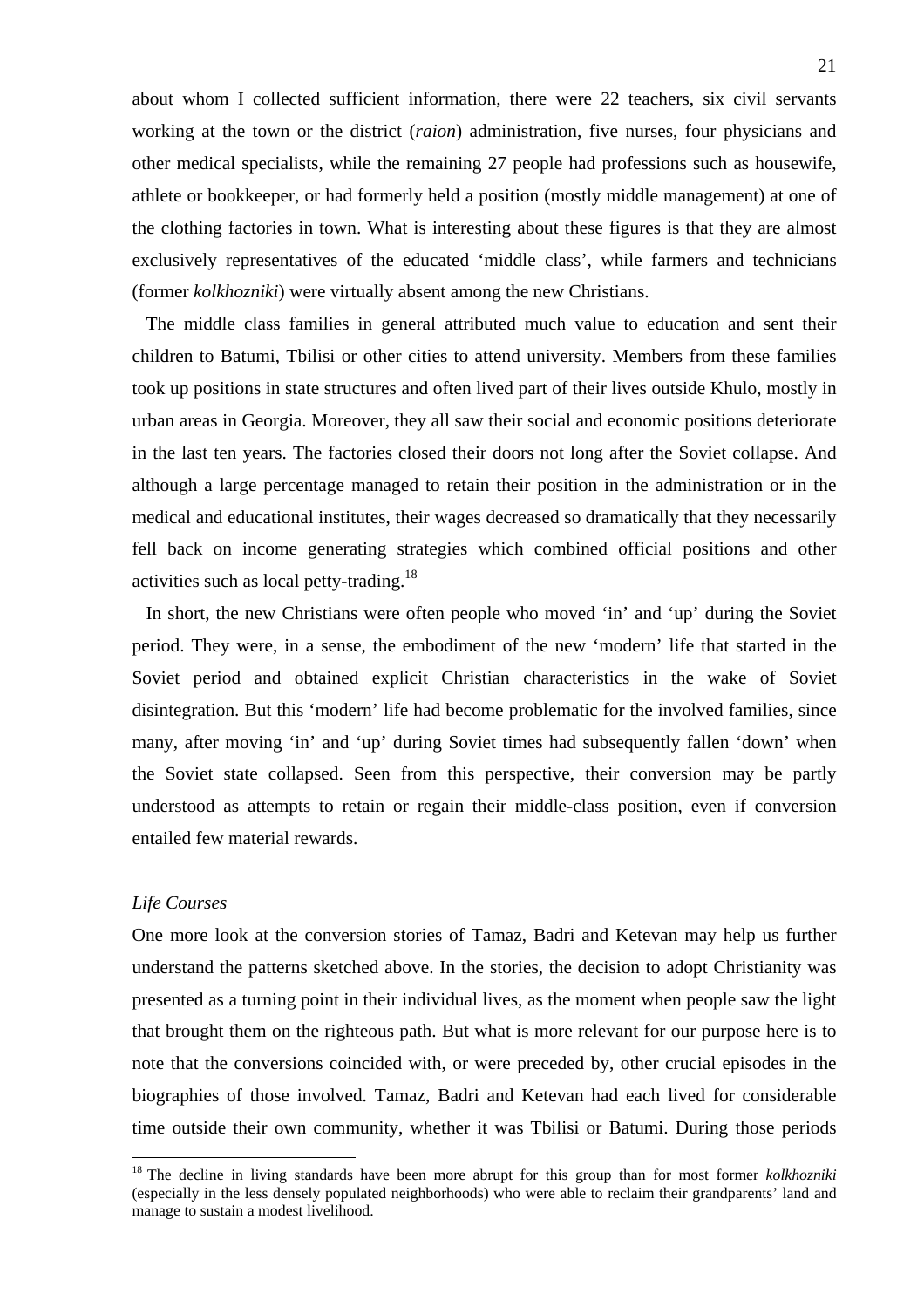about whom I collected sufficient information, there were 22 teachers, six civil servants working at the town or the district (*raion*) administration, five nurses, four physicians and other medical specialists, while the remaining 27 people had professions such as housewife, athlete or bookkeeper, or had formerly held a position (mostly middle management) at one of the clothing factories in town. What is interesting about these figures is that they are almost exclusively representatives of the educated 'middle class', while farmers and technicians (former *kolkhozniki*) were virtually absent among the new Christians.

The middle class families in general attributed much value to education and sent their children to Batumi, Tbilisi or other cities to attend university. Members from these families took up positions in state structures and often lived part of their lives outside Khulo, mostly in urban areas in Georgia. Moreover, they all saw their social and economic positions deteriorate in the last ten years. The factories closed their doors not long after the Soviet collapse. And although a large percentage managed to retain their position in the administration or in the medical and educational institutes, their wages decreased so dramatically that they necessarily fell back on income generating strategies which combined official positions and other activities such as local petty-trading.[18]

In short, the new Christians were often people who moved 'in' and 'up' during the Soviet period. They were, in a sense, the embodiment of the new 'modern' life that started in the Soviet period and obtained explicit Christian characteristics in the wake of Soviet disintegration. But this 'modern' life had become problematic for the involved families, since many, after moving 'in' and 'up' during Soviet times had subsequently fallen 'down' when the Soviet state collapsed. Seen from this perspective, their conversion may be partly understood as attempts to retain or regain their middle-class position, even if conversion entailed few material rewards.

*Life Courses*

One more look at the conversion stories of Tamaz, Badri and Ketevan may help us further understand the patterns sketched above. In the stories, the decision to adopt Christianity was presented as a turning point in their individual lives, as the moment when people saw the light that brought them on the righteous path. But what is more relevant for our purpose here is to note that the conversions coincided with, or were preceded by, other crucial episodes in the biographies of those involved. Tamaz, Badri and Ketevan had each lived for considerable time outside their own community, whether it was Tbilisi or Batumi. During those periods

[18] The decline in living standards have been more abrupt for this group than for most former *kolkhozniki* (especially in the less densely populated neighborhoods) who were able to reclaim their grandparents' land and manage to sustain a modest livelihood.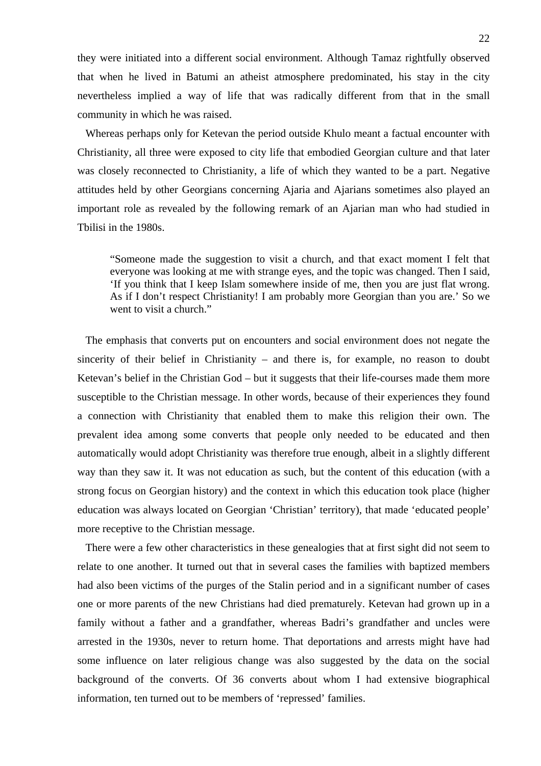they were initiated into a different social environment. Although Tamaz rightfully observed that when he lived in Batumi an atheist atmosphere predominated, his stay in the city nevertheless implied a way of life that was radically different from that in the small community in which he was raised.

Whereas perhaps only for Ketevan the period outside Khulo meant a factual encounter with Christianity, all three were exposed to city life that embodied Georgian culture and that later was closely reconnected to Christianity, a life of which they wanted to be a part. Negative attitudes held by other Georgians concerning Ajaria and Ajarians sometimes also played an important role as revealed by the following remark of an Ajarian man who had studied in Tbilisi in the 1980s.

> "Someone made the suggestion to visit a church, and that exact moment I felt that everyone was looking at me with strange eyes, and the topic was changed. Then I said, 'If you think that I keep Islam somewhere inside of me, then you are just flat wrong. As if I don't respect Christianity! I am probably more Georgian than you are.' So we went to visit a church."

The emphasis that converts put on encounters and social environment does not negate the sincerity of their belief in Christianity – and there is, for example, no reason to doubt Ketevan's belief in the Christian God – but it suggests that their life-courses made them more susceptible to the Christian message. In other words, because of their experiences they found a connection with Christianity that enabled them to make this religion their own. The prevalent idea among some converts that people only needed to be educated and then automatically would adopt Christianity was therefore true enough, albeit in a slightly different way than they saw it. It was not education as such, but the content of this education (with a strong focus on Georgian history) and the context in which this education took place (higher education was always located on Georgian 'Christian' territory), that made 'educated people' more receptive to the Christian message.

There were a few other characteristics in these genealogies that at first sight did not seem to relate to one another. It turned out that in several cases the families with baptized members had also been victims of the purges of the Stalin period and in a significant number of cases one or more parents of the new Christians had died prematurely. Ketevan had grown up in a family without a father and a grandfather, whereas Badri's grandfather and uncles were arrested in the 1930s, never to return home. That deportations and arrests might have had some influence on later religious change was also suggested by the data on the social background of the converts. Of 36 converts about whom I had extensive biographical information, ten turned out to be members of 'repressed' families.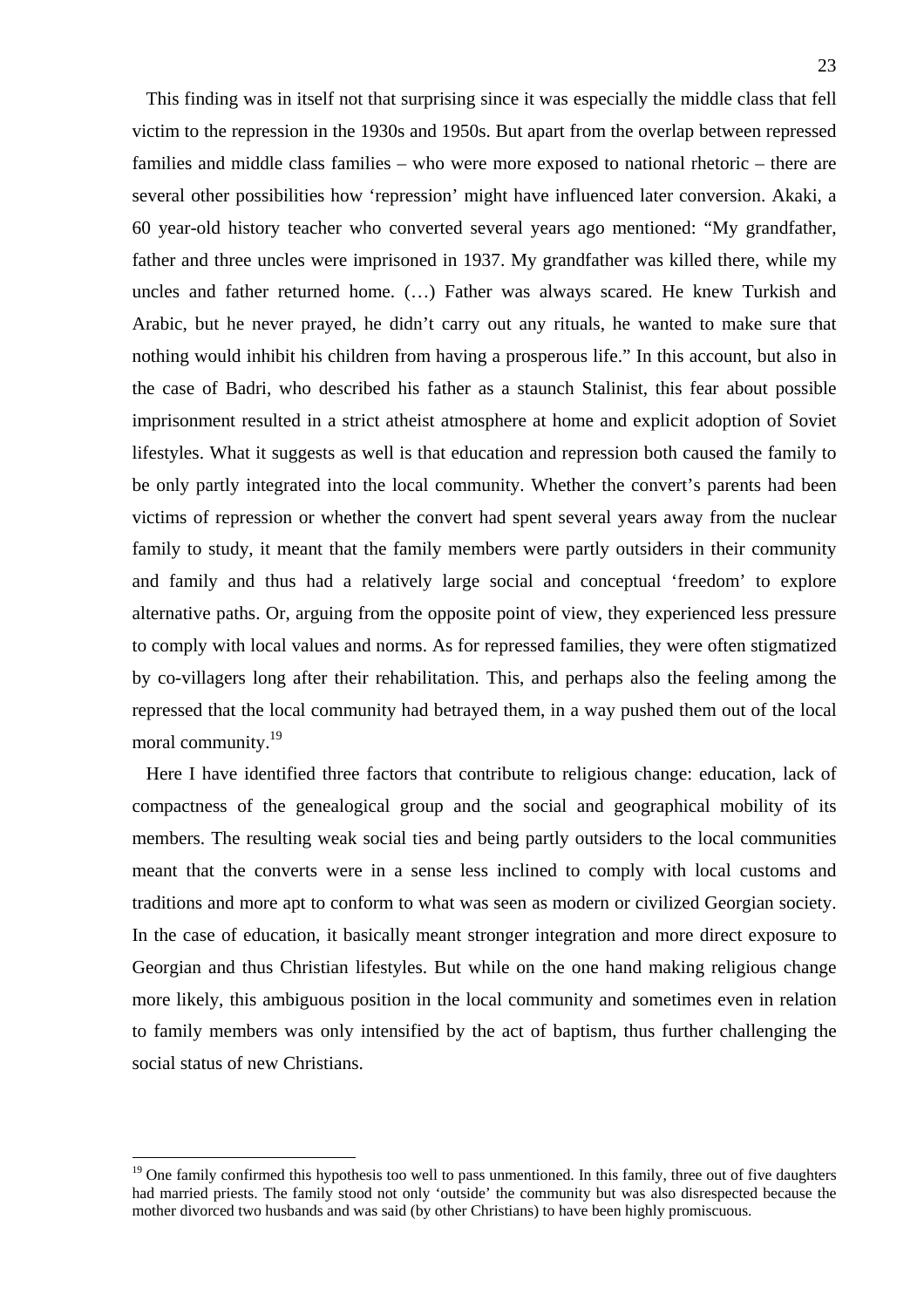This finding was in itself not that surprising since it was especially the middle class that fell victim to the repression in the 1930s and 1950s. But apart from the overlap between repressed families and middle class families – who were more exposed to national rhetoric – there are several other possibilities how 'repression' might have influenced later conversion. Akaki, a 60 year-old history teacher who converted several years ago mentioned: "My grandfather, father and three uncles were imprisoned in 1937. My grandfather was killed there, while my uncles and father returned home. (…) Father was always scared. He knew Turkish and Arabic, but he never prayed, he didn't carry out any rituals, he wanted to make sure that nothing would inhibit his children from having a prosperous life." In this account, but also in the case of Badri, who described his father as a staunch Stalinist, this fear about possible imprisonment resulted in a strict atheist atmosphere at home and explicit adoption of Soviet lifestyles. What it suggests as well is that education and repression both caused the family to be only partly integrated into the local community. Whether the convert's parents had been victims of repression or whether the convert had spent several years away from the nuclear family to study, it meant that the family members were partly outsiders in their community and family and thus had a relatively large social and conceptual 'freedom' to explore alternative paths. Or, arguing from the opposite point of view, they experienced less pressure to comply with local values and norms. As for repressed families, they were often stigmatized by co-villagers long after their rehabilitation. This, and perhaps also the feeling among the repressed that the local community had betrayed them, in a way pushed them out of the local moral community.[19]

Here I have identified three factors that contribute to religious change: education, lack of compactness of the genealogical group and the social and geographical mobility of its members. The resulting weak social ties and being partly outsiders to the local communities meant that the converts were in a sense less inclined to comply with local customs and traditions and more apt to conform to what was seen as modern or civilized Georgian society. In the case of education, it basically meant stronger integration and more direct exposure to Georgian and thus Christian lifestyles. But while on the one hand making religious change more likely, this ambiguous position in the local community and sometimes even in relation to family members was only intensified by the act of baptism, thus further challenging the social status of new Christians.

---

[19] One family confirmed this hypothesis too well to pass unmentioned. In this family, three out of five daughters had married priests. The family stood not only 'outside' the community but was also disrespected because the mother divorced two husbands and was said (by other Christians) to have been highly promiscuous.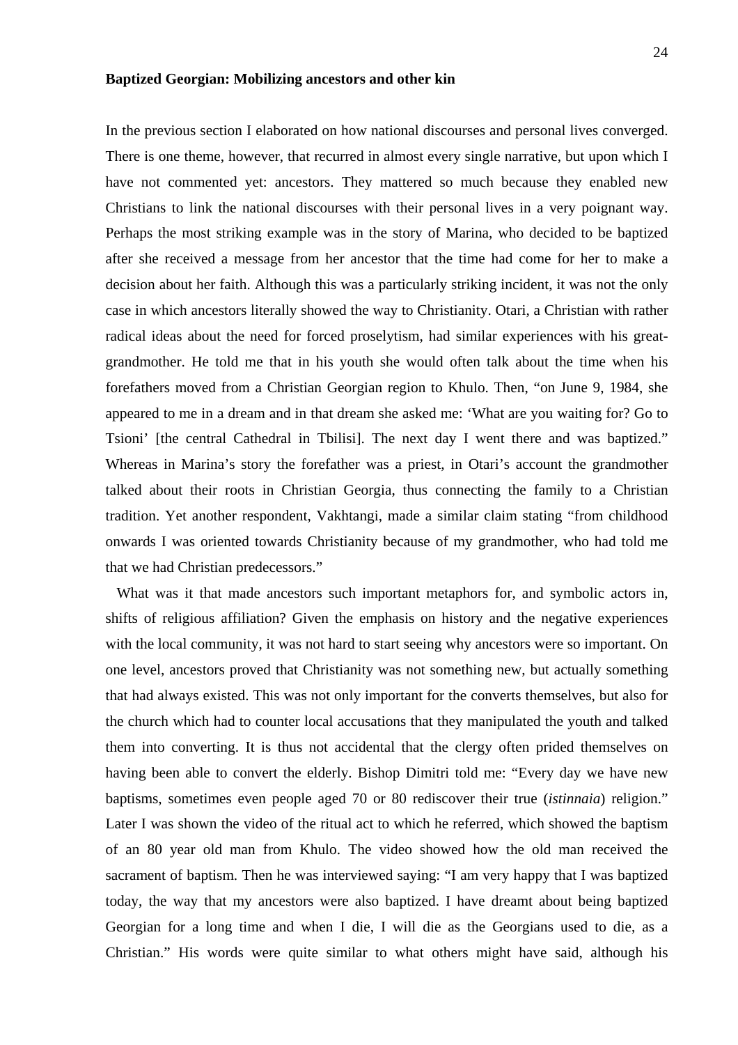**Baptized Georgian: Mobilizing ancestors and other kin**

In the previous section I elaborated on how national discourses and personal lives converged. There is one theme, however, that recurred in almost every single narrative, but upon which I have not commented yet: ancestors. They mattered so much because they enabled new Christians to link the national discourses with their personal lives in a very poignant way. Perhaps the most striking example was in the story of Marina, who decided to be baptized after she received a message from her ancestor that the time had come for her to make a decision about her faith. Although this was a particularly striking incident, it was not the only case in which ancestors literally showed the way to Christianity. Otari, a Christian with rather radical ideas about the need for forced proselytism, had similar experiences with his great-grandmother. He told me that in his youth she would often talk about the time when his forefathers moved from a Christian Georgian region to Khulo. Then, "on June 9, 1984, she appeared to me in a dream and in that dream she asked me: 'What are you waiting for? Go to Tsioni' [the central Cathedral in Tbilisi]. The next day I went there and was baptized." Whereas in Marina's story the forefather was a priest, in Otari's account the grandmother talked about their roots in Christian Georgia, thus connecting the family to a Christian tradition. Yet another respondent, Vakhtangi, made a similar claim stating "from childhood onwards I was oriented towards Christianity because of my grandmother, who had told me that we had Christian predecessors."

What was it that made ancestors such important metaphors for, and symbolic actors in, shifts of religious affiliation? Given the emphasis on history and the negative experiences with the local community, it was not hard to start seeing why ancestors were so important. On one level, ancestors proved that Christianity was not something new, but actually something that had always existed. This was not only important for the converts themselves, but also for the church which had to counter local accusations that they manipulated the youth and talked them into converting. It is thus not accidental that the clergy often prided themselves on having been able to convert the elderly. Bishop Dimitri told me: "Every day we have new baptisms, sometimes even people aged 70 or 80 rediscover their true (*istinnaia*) religion." Later I was shown the video of the ritual act to which he referred, which showed the baptism of an 80 year old man from Khulo. The video showed how the old man received the sacrament of baptism. Then he was interviewed saying: "I am very happy that I was baptized today, the way that my ancestors were also baptized. I have dreamt about being baptized Georgian for a long time and when I die, I will die as the Georgians used to die, as a Christian." His words were quite similar to what others might have said, although his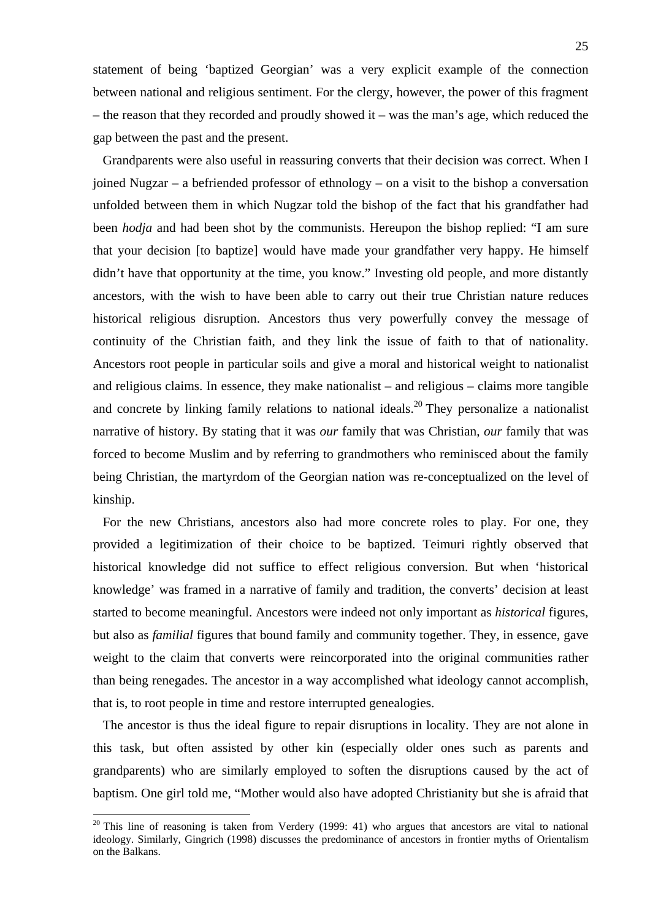statement of being 'baptized Georgian' was a very explicit example of the connection between national and religious sentiment. For the clergy, however, the power of this fragment – the reason that they recorded and proudly showed it – was the man's age, which reduced the gap between the past and the present.

Grandparents were also useful in reassuring converts that their decision was correct. When I joined Nugzar – a befriended professor of ethnology – on a visit to the bishop a conversation unfolded between them in which Nugzar told the bishop of the fact that his grandfather had been *hodja* and had been shot by the communists. Hereupon the bishop replied: "I am sure that your decision [to baptize] would have made your grandfather very happy. He himself didn't have that opportunity at the time, you know." Investing old people, and more distantly ancestors, with the wish to have been able to carry out their true Christian nature reduces historical religious disruption. Ancestors thus very powerfully convey the message of continuity of the Christian faith, and they link the issue of faith to that of nationality. Ancestors root people in particular soils and give a moral and historical weight to nationalist and religious claims. In essence, they make nationalist – and religious – claims more tangible and concrete by linking family relations to national ideals.[20] They personalize a nationalist narrative of history. By stating that it was *our* family that was Christian, *our* family that was forced to become Muslim and by referring to grandmothers who reminisced about the family being Christian, the martyrdom of the Georgian nation was re-conceptualized on the level of kinship.

For the new Christians, ancestors also had more concrete roles to play. For one, they provided a legitimization of their choice to be baptized. Teimuri rightly observed that historical knowledge did not suffice to effect religious conversion. But when 'historical knowledge' was framed in a narrative of family and tradition, the converts' decision at least started to become meaningful. Ancestors were indeed not only important as *historical* figures, but also as *familial* figures that bound family and community together. They, in essence, gave weight to the claim that converts were reincorporated into the original communities rather than being renegades. The ancestor in a way accomplished what ideology cannot accomplish, that is, to root people in time and restore interrupted genealogies.

The ancestor is thus the ideal figure to repair disruptions in locality. They are not alone in this task, but often assisted by other kin (especially older ones such as parents and grandparents) who are similarly employed to soften the disruptions caused by the act of baptism. One girl told me, "Mother would also have adopted Christianity but she is afraid that

---

[20] This line of reasoning is taken from Verdery (1999: 41) who argues that ancestors are vital to national ideology. Similarly, Gingrich (1998) discusses the predominance of ancestors in frontier myths of Orientalism on the Balkans.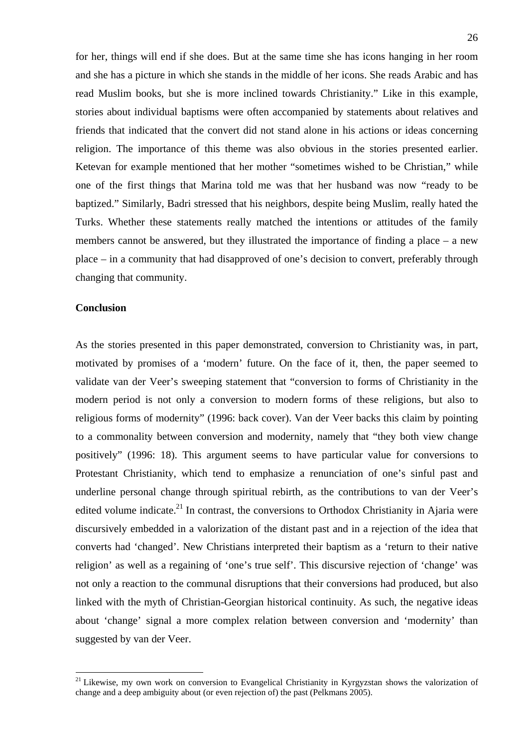for her, things will end if she does. But at the same time she has icons hanging in her room and she has a picture in which she stands in the middle of her icons. She reads Arabic and has read Muslim books, but she is more inclined towards Christianity." Like in this example, stories about individual baptisms were often accompanied by statements about relatives and friends that indicated that the convert did not stand alone in his actions or ideas concerning religion. The importance of this theme was also obvious in the stories presented earlier. Ketevan for example mentioned that her mother "sometimes wished to be Christian," while one of the first things that Marina told me was that her husband was now "ready to be baptized." Similarly, Badri stressed that his neighbors, despite being Muslim, really hated the Turks. Whether these statements really matched the intentions or attitudes of the family members cannot be answered, but they illustrated the importance of finding a place – a new place – in a community that had disapproved of one's decision to convert, preferably through changing that community.

**Conclusion**

As the stories presented in this paper demonstrated, conversion to Christianity was, in part, motivated by promises of a 'modern' future. On the face of it, then, the paper seemed to validate van der Veer's sweeping statement that "conversion to forms of Christianity in the modern period is not only a conversion to modern forms of these religions, but also to religious forms of modernity" (1996: back cover). Van der Veer backs this claim by pointing to a commonality between conversion and modernity, namely that "they both view change positively" (1996: 18). This argument seems to have particular value for conversions to Protestant Christianity, which tend to emphasize a renunciation of one's sinful past and underline personal change through spiritual rebirth, as the contributions to van der Veer's edited volume indicate.[21] In contrast, the conversions to Orthodox Christianity in Ajaria were discursively embedded in a valorization of the distant past and in a rejection of the idea that converts had 'changed'. New Christians interpreted their baptism as a 'return to their native religion' as well as a regaining of 'one's true self'. This discursive rejection of 'change' was not only a reaction to the communal disruptions that their conversions had produced, but also linked with the myth of Christian-Georgian historical continuity. As such, the negative ideas about 'change' signal a more complex relation between conversion and 'modernity' than suggested by van der Veer.

[21] Likewise, my own work on conversion to Evangelical Christianity in Kyrgyzstan shows the valorization of change and a deep ambiguity about (or even rejection of) the past (Pelkmans 2005).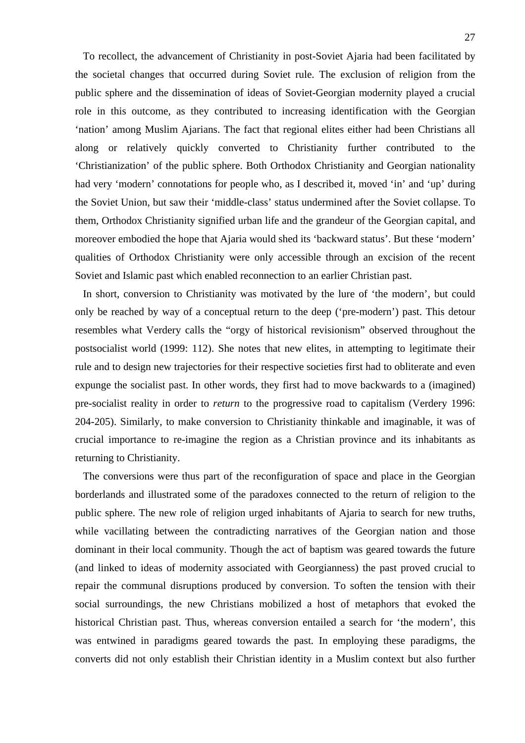To recollect, the advancement of Christianity in post-Soviet Ajaria had been facilitated by the societal changes that occurred during Soviet rule. The exclusion of religion from the public sphere and the dissemination of ideas of Soviet-Georgian modernity played a crucial role in this outcome, as they contributed to increasing identification with the Georgian 'nation' among Muslim Ajarians. The fact that regional elites either had been Christians all along or relatively quickly converted to Christianity further contributed to the 'Christianization' of the public sphere. Both Orthodox Christianity and Georgian nationality had very 'modern' connotations for people who, as I described it, moved 'in' and 'up' during the Soviet Union, but saw their 'middle-class' status undermined after the Soviet collapse. To them, Orthodox Christianity signified urban life and the grandeur of the Georgian capital, and moreover embodied the hope that Ajaria would shed its 'backward status'. But these 'modern' qualities of Orthodox Christianity were only accessible through an excision of the recent Soviet and Islamic past which enabled reconnection to an earlier Christian past.

In short, conversion to Christianity was motivated by the lure of 'the modern', but could only be reached by way of a conceptual return to the deep ('pre-modern') past. This detour resembles what Verdery calls the "orgy of historical revisionism" observed throughout the postsocialist world (1999: 112). She notes that new elites, in attempting to legitimate their rule and to design new trajectories for their respective societies first had to obliterate and even expunge the socialist past. In other words, they first had to move backwards to a (imagined) pre-socialist reality in order to *return* to the progressive road to capitalism (Verdery 1996: 204-205). Similarly, to make conversion to Christianity thinkable and imaginable, it was of crucial importance to re-imagine the region as a Christian province and its inhabitants as returning to Christianity.

The conversions were thus part of the reconfiguration of space and place in the Georgian borderlands and illustrated some of the paradoxes connected to the return of religion to the public sphere. The new role of religion urged inhabitants of Ajaria to search for new truths, while vacillating between the contradicting narratives of the Georgian nation and those dominant in their local community. Though the act of baptism was geared towards the future (and linked to ideas of modernity associated with Georgianness) the past proved crucial to repair the communal disruptions produced by conversion. To soften the tension with their social surroundings, the new Christians mobilized a host of metaphors that evoked the historical Christian past. Thus, whereas conversion entailed a search for 'the modern', this was entwined in paradigms geared towards the past. In employing these paradigms, the converts did not only establish their Christian identity in a Muslim context but also further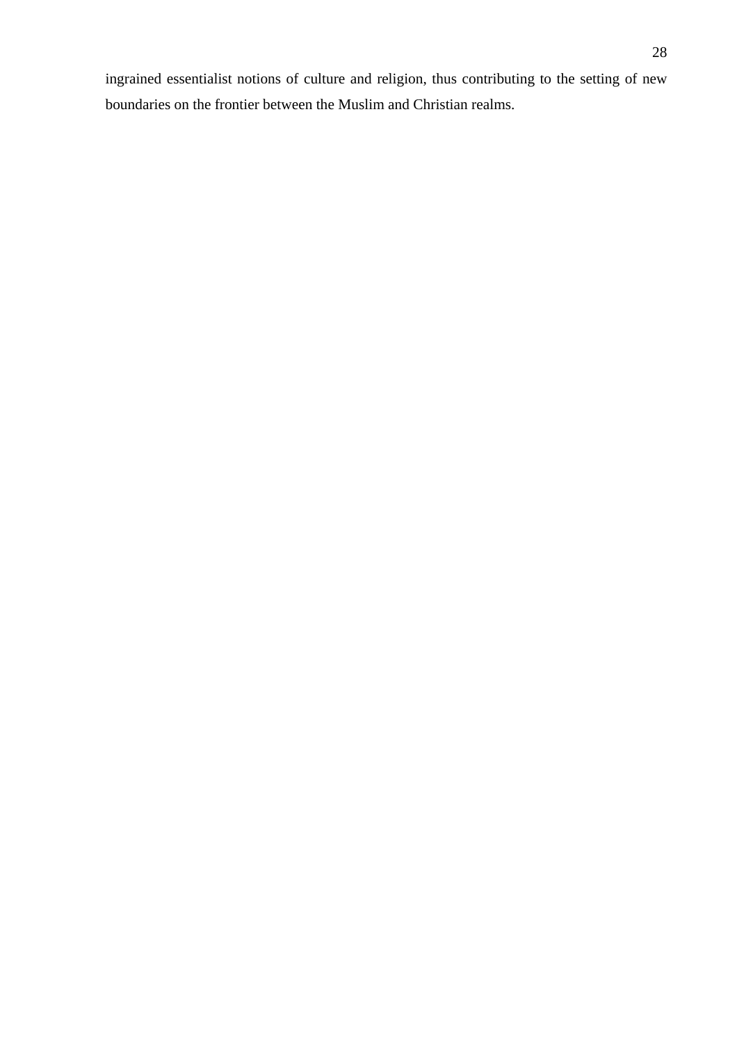ingrained essentialist notions of culture and religion, thus contributing to the setting of new boundaries on the frontier between the Muslim and Christian realms.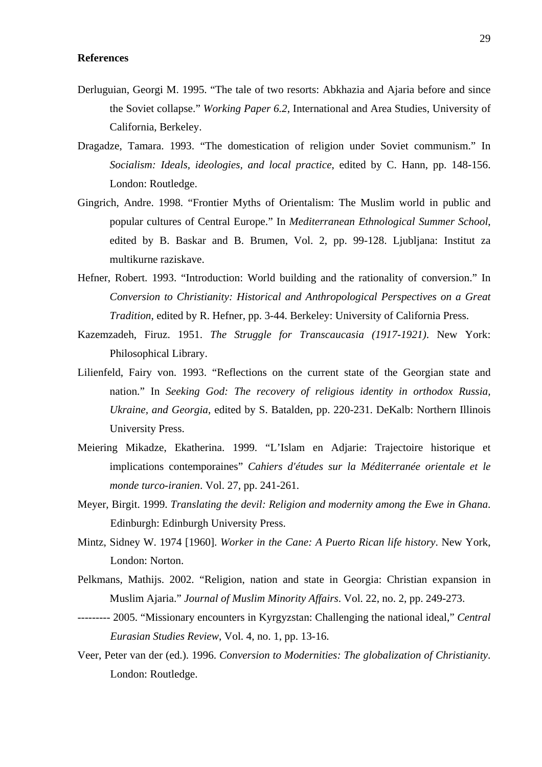**References**

Derluguian, Georgi M. 1995. “The tale of two resorts: Abkhazia and Ajaria before and since the Soviet collapse.” *Working Paper 6.2*, International and Area Studies, University of California, Berkeley.

Dragadze, Tamara. 1993. “The domestication of religion under Soviet communism.” In *Socialism: Ideals, ideologies, and local practice*, edited by C. Hann, pp. 148-156. London: Routledge.

Gingrich, Andre. 1998. “Frontier Myths of Orientalism: The Muslim world in public and popular cultures of Central Europe.” In *Mediterranean Ethnological Summer School*, edited by B. Baskar and B. Brumen, Vol. 2, pp. 99-128. Ljubljana: Institut za multikurne raziskave.

Hefner, Robert. 1993. “Introduction: World building and the rationality of conversion.” In *Conversion to Christianity: Historical and Anthropological Perspectives on a Great Tradition*, edited by R. Hefner, pp. 3-44. Berkeley: University of California Press.

Kazemzadeh, Firuz. 1951. *The Struggle for Transcaucasia (1917-1921)*. New York: Philosophical Library.

Lilienfeld, Fairy von. 1993. “Reflections on the current state of the Georgian state and nation.” In *Seeking God: The recovery of religious identity in orthodox Russia, Ukraine, and Georgia*, edited by S. Batalden, pp. 220-231. DeKalb: Northern Illinois University Press.

Meiering Mikadze, Ekatherina. 1999. “L’Islam en Adjarie: Trajectoire historique et implications contemporaines” *Cahiers d'études sur la Méditerranée orientale et le monde turco-iranien*. Vol. 27, pp. 241-261.

Meyer, Birgit. 1999. *Translating the devil: Religion and modernity among the Ewe in Ghana*. Edinburgh: Edinburgh University Press.

Mintz, Sidney W. 1974 [1960]. *Worker in the Cane: A Puerto Rican life history*. New York, London: Norton.

Pelkmans, Mathijs. 2002. “Religion, nation and state in Georgia: Christian expansion in Muslim Ajaria.” *Journal of Muslim Minority Affairs*. Vol. 22, no. 2, pp. 249-273.

--------- 2005. “Missionary encounters in Kyrgyzstan: Challenging the national ideal,” *Central Eurasian Studies Review*, Vol. 4, no. 1, pp. 13-16.

Veer, Peter van der (ed.). 1996. *Conversion to Modernities: The globalization of Christianity*. London: Routledge.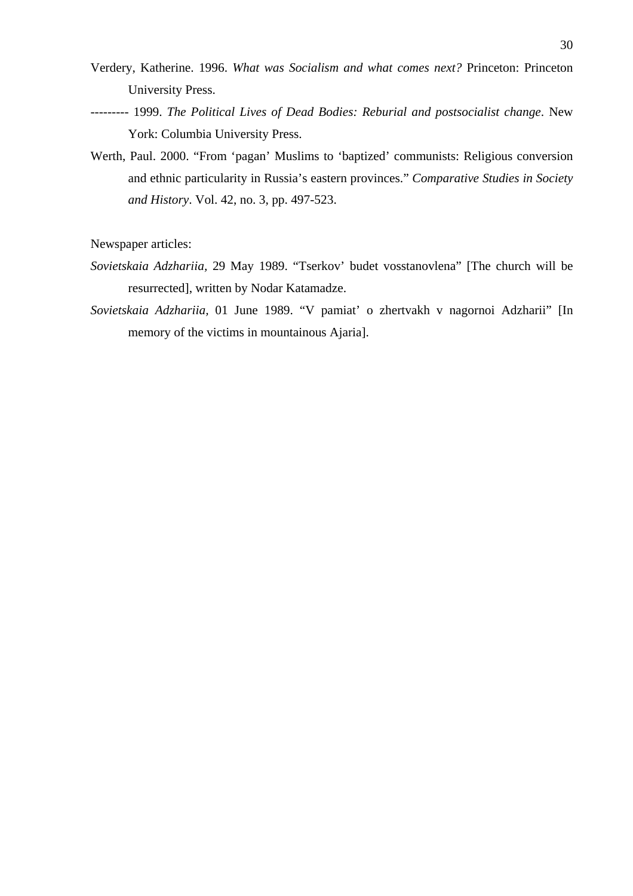Verdery, Katherine. 1996. *What was Socialism and what comes next?* Princeton: Princeton University Press.

--------- 1999. *The Political Lives of Dead Bodies: Reburial and postsocialist change*. New York: Columbia University Press.

Werth, Paul. 2000. "From 'pagan' Muslims to 'baptized' communists: Religious conversion and ethnic particularity in Russia's eastern provinces." *Comparative Studies in Society and History*. Vol. 42, no. 3, pp. 497-523.

Newspaper articles:

*Sovietskaia Adzhariia*, 29 May 1989. "Tserkov' budet vosstanovlena" [The church will be resurrected], written by Nodar Katamadze.

*Sovietskaia Adzhariia*, 01 June 1989. "V pamiat' o zhertvakh v nagornoi Adzharii" [In memory of the victims in mountainous Ajaria].